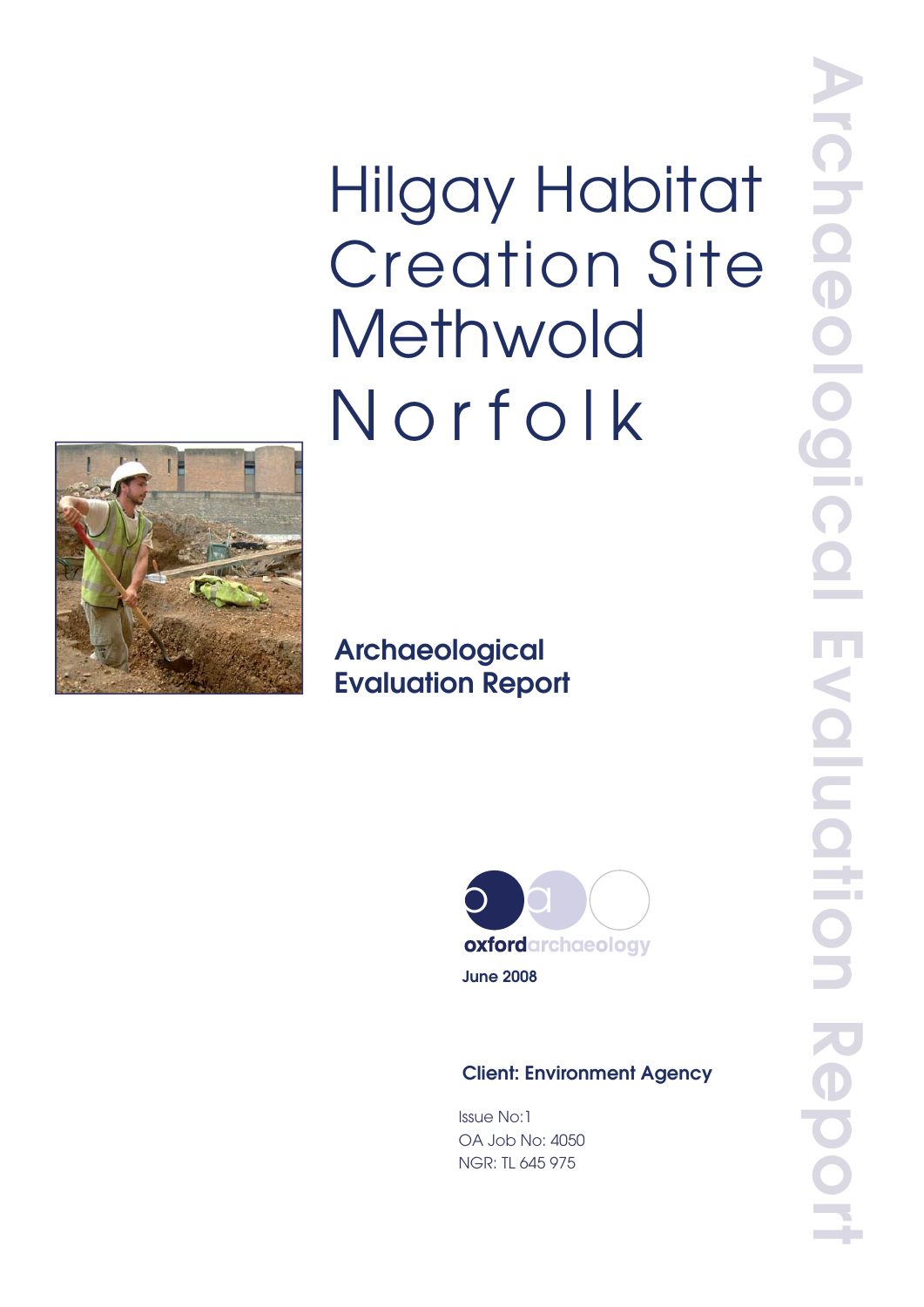# Hilgay Habitat Creation Site Methwold Norfolk

## Archaeological Evaluation Report

oxfordarchaeology

June 2008

**Client: Environment Agency**

Issue No:1
OA Job No: 4050
NGR: TL 645 975

Archaeological Evaluation Report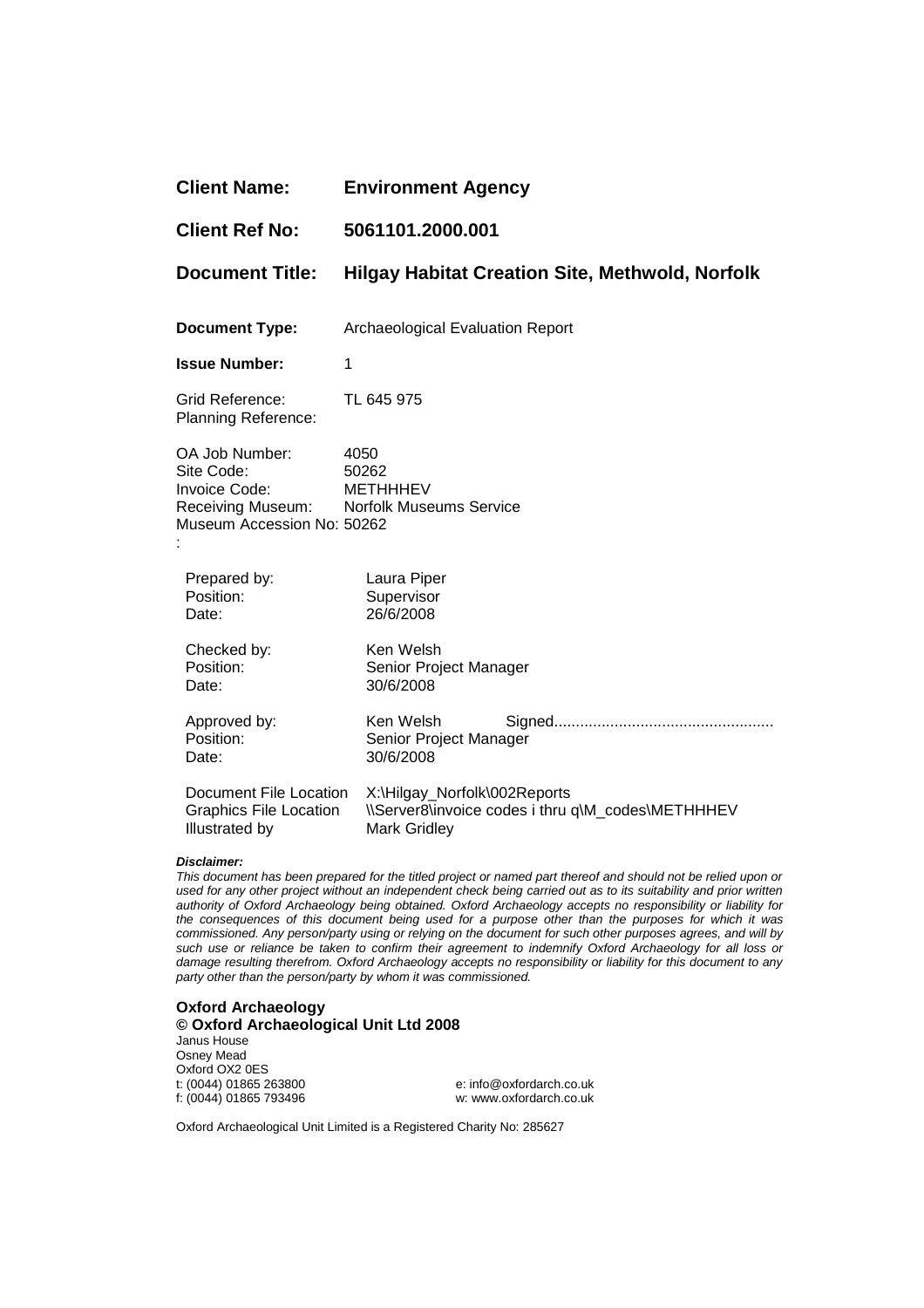| | |
|---|---|
| **Client Name:** | **Environment Agency** |
| **Client Ref No:** | **5061101.2000.001** |
| **Document Title:** | **Hilgay Habitat Creation Site, Methwold, Norfolk** |
| **Document Type:** | Archaeological Evaluation Report |
| **Issue Number:** | 1 |
| Grid Reference: | TL 645 975 |
| Planning Reference: | |
| OA Job Number: | 4050 |
| Site Code: | 50262 |
| Invoice Code: | METHHHEV |
| Receiving Museum: | Norfolk Museums Service |
| Museum Accession No: | 50262 |

:

| | |
|---|---|
| Prepared by: | Laura Piper |
| Position: | Supervisor |
| Date: | 26/6/2008 |
| | |
| Checked by: | Ken Welsh |
| Position: | Senior Project Manager |
| Date: | 30/6/2008 |
| | |
| Approved by: | Ken Welsh Signed.................................................. |
| Position: | Senior Project Manager |
| Date: | 30/6/2008 |
| | |
| Document File Location | X:\Hilgay_Norfolk\002Reports |
| Graphics File Location | \\Server8\invoice codes i thru q\M_codes\METHHHEV |
| Illustrated by | Mark Gridley |

***Disclaimer:***

*This document has been prepared for the titled project or named part thereof and should not be relied upon or used for any other project without an independent check being carried out as to its suitability and prior written authority of Oxford Archaeology being obtained. Oxford Archaeology accepts no responsibility or liability for the consequences of this document being used for a purpose other than the purposes for which it was commissioned. Any person/party using or relying on the document for such other purposes agrees, and will by such use or reliance be taken to confirm their agreement to indemnify Oxford Archaeology for all loss or damage resulting therefrom. Oxford Archaeology accepts no responsibility or liability for this document to any party other than the person/party by whom it was commissioned.*

**Oxford Archaeology**
**© Oxford Archaeological Unit Ltd 2008**
Janus House
Osney Mead
Oxford OX2 0ES
t: (0044) 01865 263800 e: info@oxfordarch.co.uk
f: (0044) 01865 793496 w: www.oxfordarch.co.uk

Oxford Archaeological Unit Limited is a Registered Charity No: 285627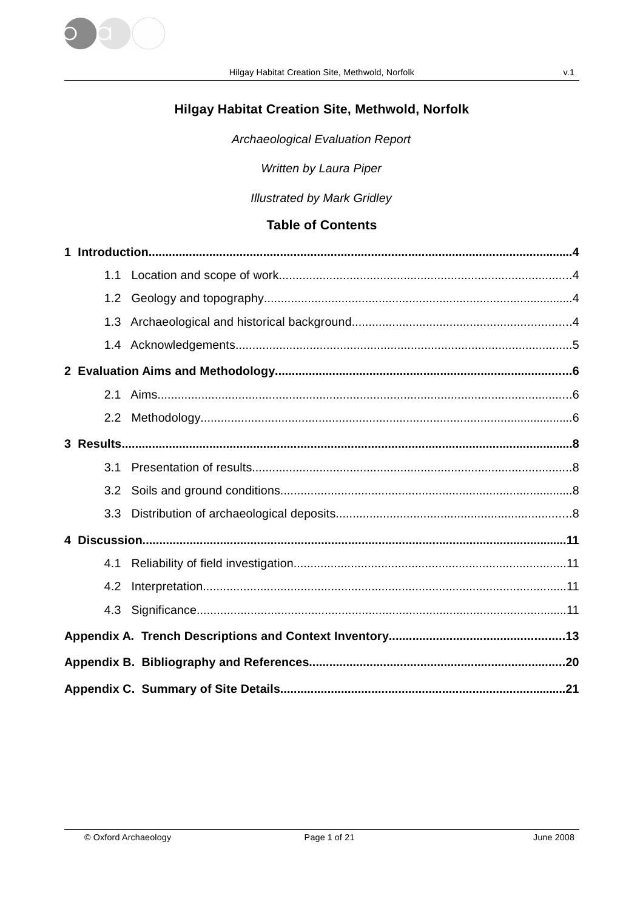# Hilgay Habitat Creation Site, Methwold, Norfolk

*Archaeological Evaluation Report*

*Written by Laura Piper*

*Illustrated by Mark Gridley*

## Table of Contents

**1 Introduction....................................................................................................4**

1.1 Location and scope of work....................................................................................4

1.2 Geology and topography.........................................................................................4

1.3 Archaeological and historical background.................................................................4

1.4 Acknowledgements.................................................................................................5

**2 Evaluation Aims and Methodology.........................................................................6**

2.1 Aims.......................................................................................................................6

2.2 Methodology...........................................................................................................6

**3 Results..............................................................................................................8**

3.1 Presentation of results.............................................................................................8

3.2 Soils and ground conditions.....................................................................................8

3.3 Distribution of archaeological deposits......................................................................8

**4 Discussion........................................................................................................11**

4.1 Reliability of field investigation...............................................................................11

4.2 Interpretation.........................................................................................................11

4.3 Significance...........................................................................................................11

**Appendix A. Trench Descriptions and Context Inventory..............................................13**

**Appendix B. Bibliography and References..................................................................20**

**Appendix C. Summary of Site Details.........................................................................21**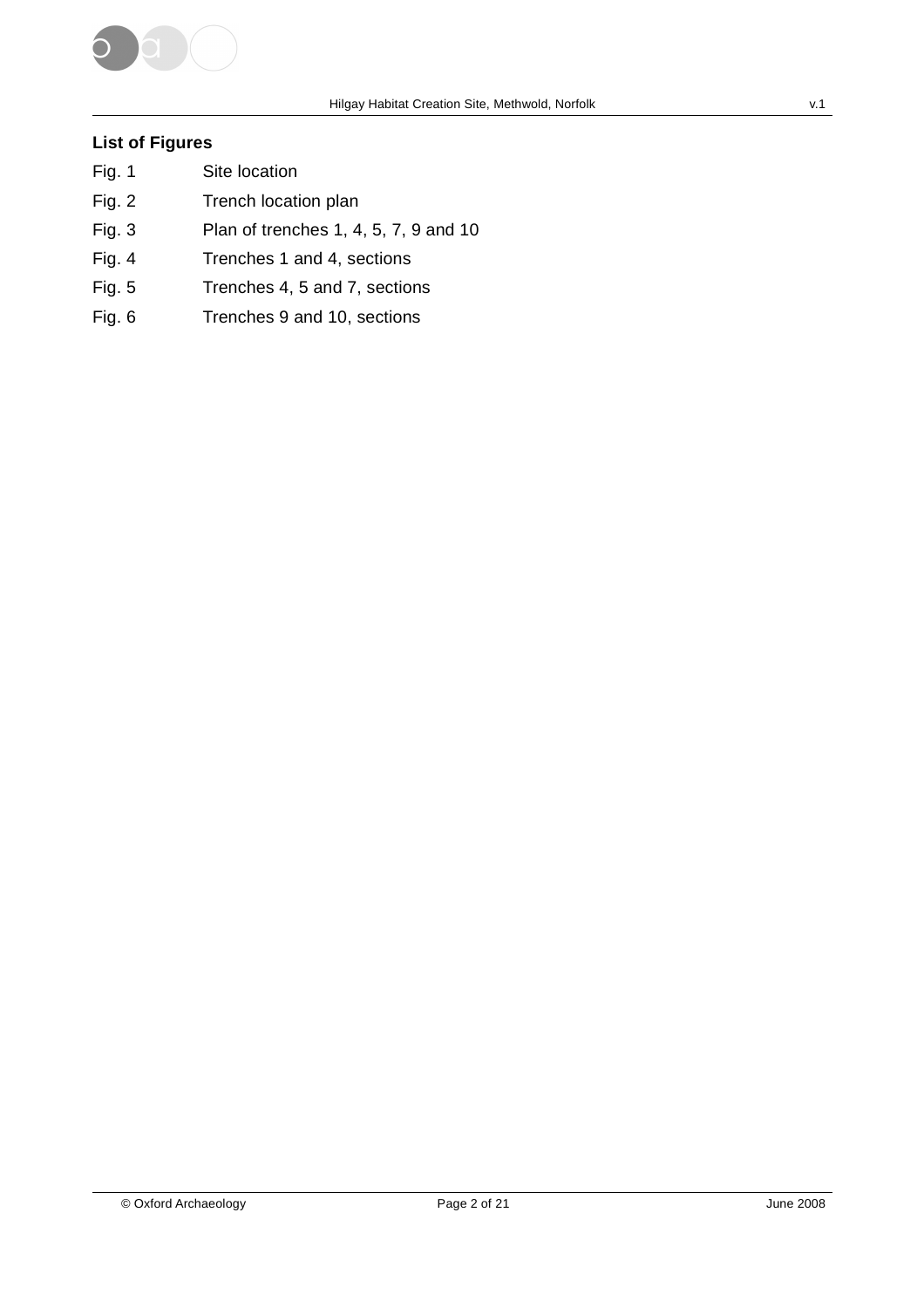## List of Figures

| | |
|---|---|
| Fig. 1 | Site location |
| Fig. 2 | Trench location plan |
| Fig. 3 | Plan of trenches 1, 4, 5, 7, 9 and 10 |
| Fig. 4 | Trenches 1 and 4, sections |
| Fig. 5 | Trenches 4, 5 and 7, sections |
| Fig. 6 | Trenches 9 and 10, sections |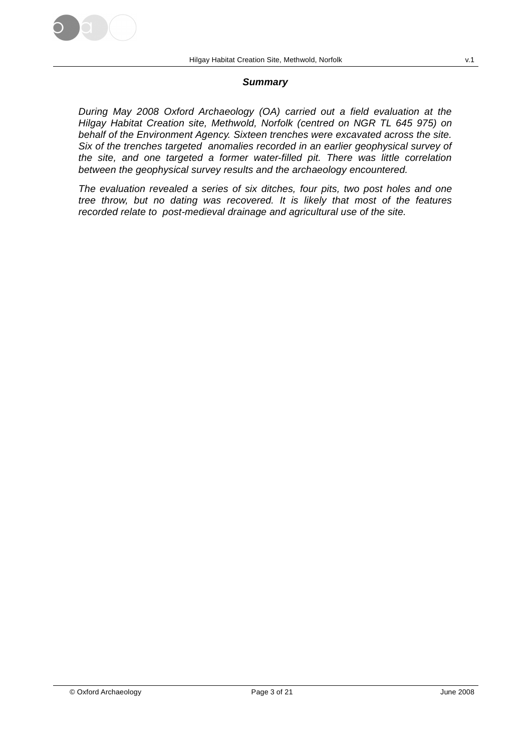## ***Summary***

*During May 2008 Oxford Archaeology (OA) carried out a field evaluation at the Hilgay Habitat Creation site, Methwold, Norfolk (centred on NGR TL 645 975) on behalf of the Environment Agency. Sixteen trenches were excavated across the site. Six of the trenches targeted anomalies recorded in an earlier geophysical survey of the site, and one targeted a former water-filled pit. There was little correlation between the geophysical survey results and the archaeology encountered.*

*The evaluation revealed a series of six ditches, four pits, two post holes and one tree throw, but no dating was recovered. It is likely that most of the features recorded relate to post-medieval drainage and agricultural use of the site.*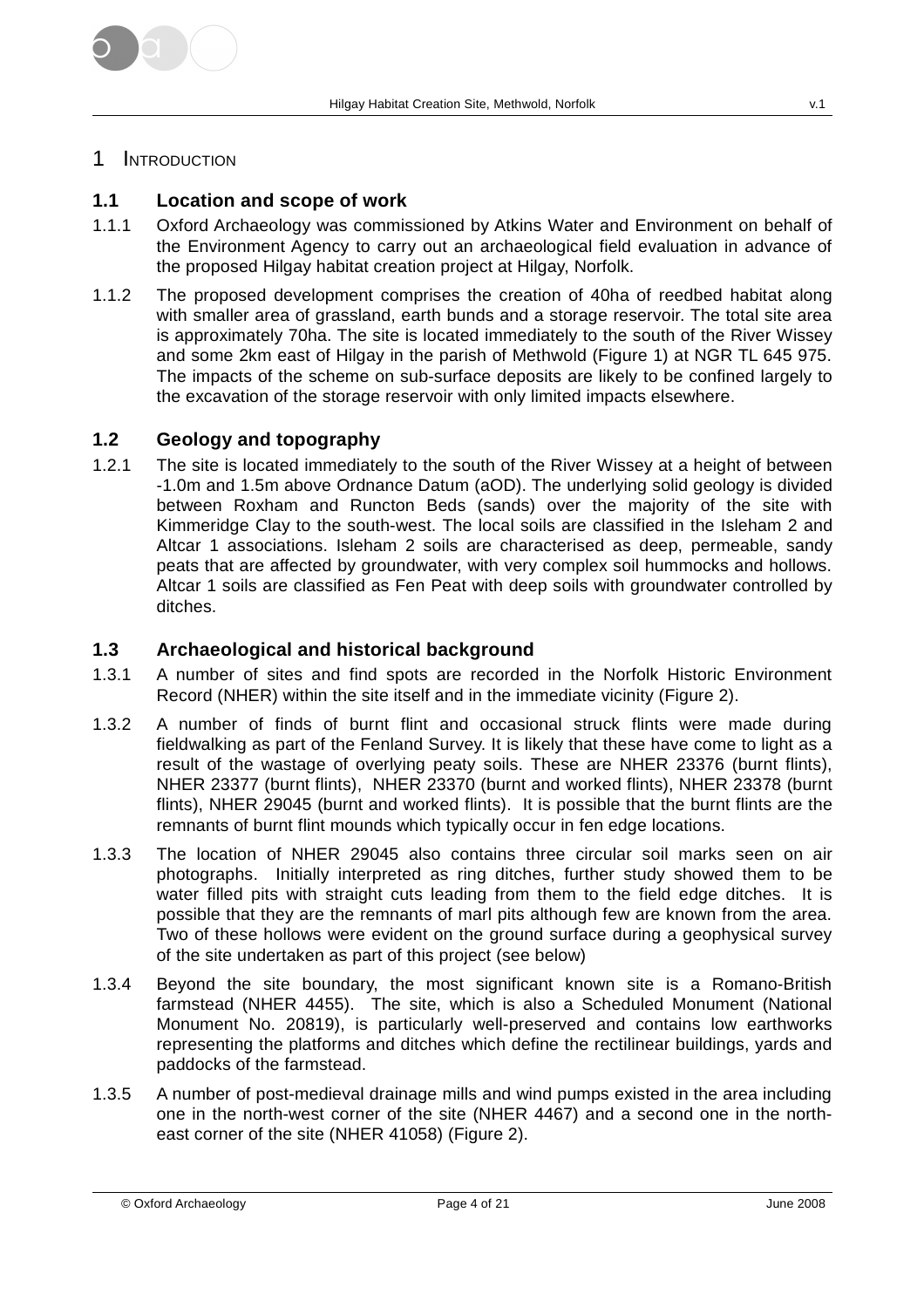# 1 Introduction

## 1.1 Location and scope of work

1.1.1 Oxford Archaeology was commissioned by Atkins Water and Environment on behalf of the Environment Agency to carry out an archaeological field evaluation in advance of the proposed Hilgay habitat creation project at Hilgay, Norfolk.

1.1.2 The proposed development comprises the creation of 40ha of reedbed habitat along with smaller area of grassland, earth bunds and a storage reservoir. The total site area is approximately 70ha. The site is located immediately to the south of the River Wissey and some 2km east of Hilgay in the parish of Methwold (Figure 1) at NGR TL 645 975. The impacts of the scheme on sub-surface deposits are likely to be confined largely to the excavation of the storage reservoir with only limited impacts elsewhere.

## 1.2 Geology and topography

1.2.1 The site is located immediately to the south of the River Wissey at a height of between -1.0m and 1.5m above Ordnance Datum (aOD). The underlying solid geology is divided between Roxham and Runcton Beds (sands) over the majority of the site with Kimmeridge Clay to the south-west. The local soils are classified in the Isleham 2 and Altcar 1 associations. Isleham 2 soils are characterised as deep, permeable, sandy peats that are affected by groundwater, with very complex soil hummocks and hollows. Altcar 1 soils are classified as Fen Peat with deep soils with groundwater controlled by ditches.

## 1.3 Archaeological and historical background

1.3.1 A number of sites and find spots are recorded in the Norfolk Historic Environment Record (NHER) within the site itself and in the immediate vicinity (Figure 2).

1.3.2 A number of finds of burnt flint and occasional struck flints were made during fieldwalking as part of the Fenland Survey. It is likely that these have come to light as a result of the wastage of overlying peaty soils. These are NHER 23376 (burnt flints), NHER 23377 (burnt flints), NHER 23370 (burnt and worked flints), NHER 23378 (burnt flints), NHER 29045 (burnt and worked flints). It is possible that the burnt flints are the remnants of burnt flint mounds which typically occur in fen edge locations.

1.3.3 The location of NHER 29045 also contains three circular soil marks seen on air photographs. Initially interpreted as ring ditches, further study showed them to be water filled pits with straight cuts leading from them to the field edge ditches. It is possible that they are the remnants of marl pits although few are known from the area. Two of these hollows were evident on the ground surface during a geophysical survey of the site undertaken as part of this project (see below)

1.3.4 Beyond the site boundary, the most significant known site is a Romano-British farmstead (NHER 4455). The site, which is also a Scheduled Monument (National Monument No. 20819), is particularly well-preserved and contains low earthworks representing the platforms and ditches which define the rectilinear buildings, yards and paddocks of the farmstead.

1.3.5 A number of post-medieval drainage mills and wind pumps existed in the area including one in the north-west corner of the site (NHER 4467) and a second one in the north-east corner of the site (NHER 41058) (Figure 2).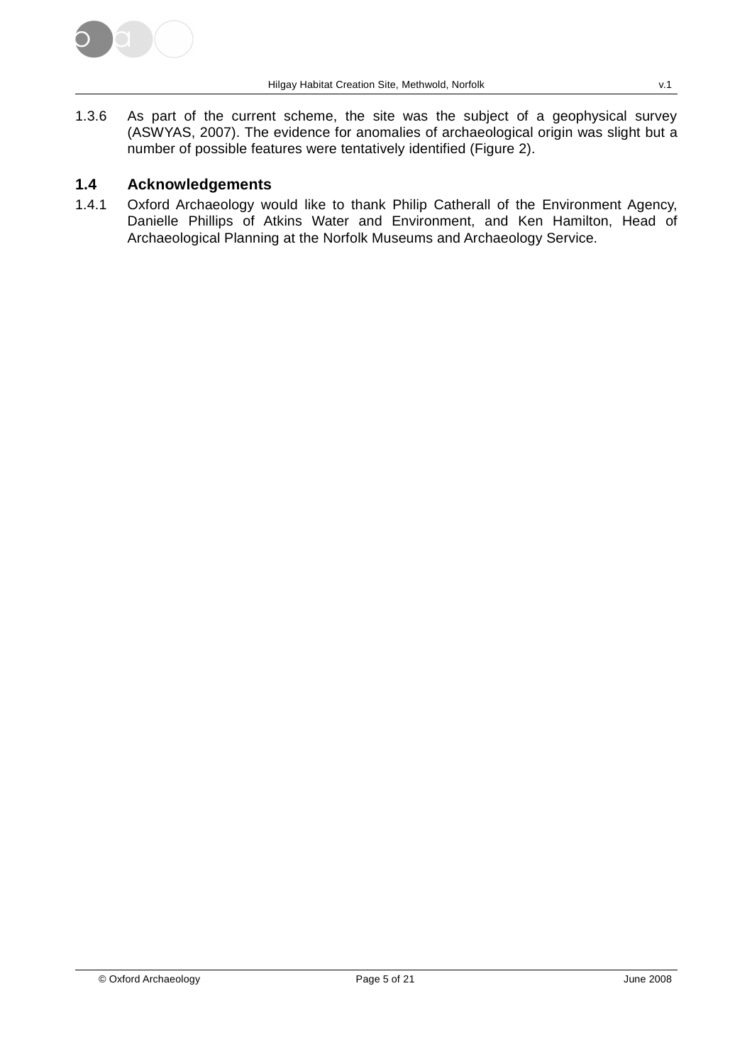1.3.6 As part of the current scheme, the site was the subject of a geophysical survey (ASWYAS, 2007). The evidence for anomalies of archaeological origin was slight but a number of possible features were tentatively identified (Figure 2).

## 1.4 Acknowledgements

1.4.1 Oxford Archaeology would like to thank Philip Catherall of the Environment Agency, Danielle Phillips of Atkins Water and Environment, and Ken Hamilton, Head of Archaeological Planning at the Norfolk Museums and Archaeology Service.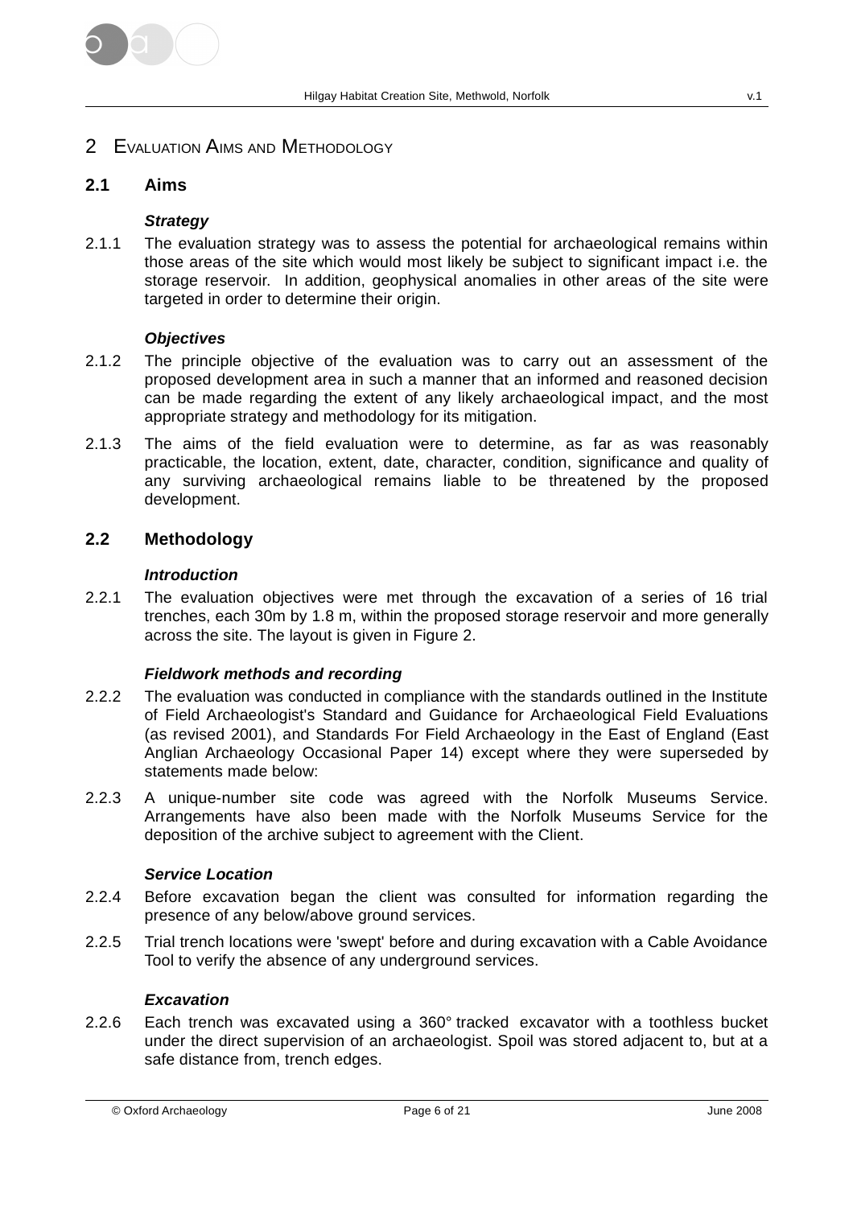# 2 Evaluation Aims and Methodology

## 2.1 Aims

### *Strategy*

2.1.1 The evaluation strategy was to assess the potential for archaeological remains within those areas of the site which would most likely be subject to significant impact i.e. the storage reservoir. In addition, geophysical anomalies in other areas of the site were targeted in order to determine their origin.

### *Objectives*

2.1.2 The principle objective of the evaluation was to carry out an assessment of the proposed development area in such a manner that an informed and reasoned decision can be made regarding the extent of any likely archaeological impact, and the most appropriate strategy and methodology for its mitigation.

2.1.3 The aims of the field evaluation were to determine, as far as was reasonably practicable, the location, extent, date, character, condition, significance and quality of any surviving archaeological remains liable to be threatened by the proposed development.

## 2.2 Methodology

### *Introduction*

2.2.1 The evaluation objectives were met through the excavation of a series of 16 trial trenches, each 30m by 1.8 m, within the proposed storage reservoir and more generally across the site. The layout is given in Figure 2.

### *Fieldwork methods and recording*

2.2.2 The evaluation was conducted in compliance with the standards outlined in the Institute of Field Archaeologist's Standard and Guidance for Archaeological Field Evaluations (as revised 2001), and Standards For Field Archaeology in the East of England (East Anglian Archaeology Occasional Paper 14) except where they were superseded by statements made below:

2.2.3 A unique-number site code was agreed with the Norfolk Museums Service. Arrangements have also been made with the Norfolk Museums Service for the deposition of the archive subject to agreement with the Client.

### *Service Location*

2.2.4 Before excavation began the client was consulted for information regarding the presence of any below/above ground services.

2.2.5 Trial trench locations were 'swept' before and during excavation with a Cable Avoidance Tool to verify the absence of any underground services.

### *Excavation*

2.2.6 Each trench was excavated using a 360° tracked excavator with a toothless bucket under the direct supervision of an archaeologist. Spoil was stored adjacent to, but at a safe distance from, trench edges.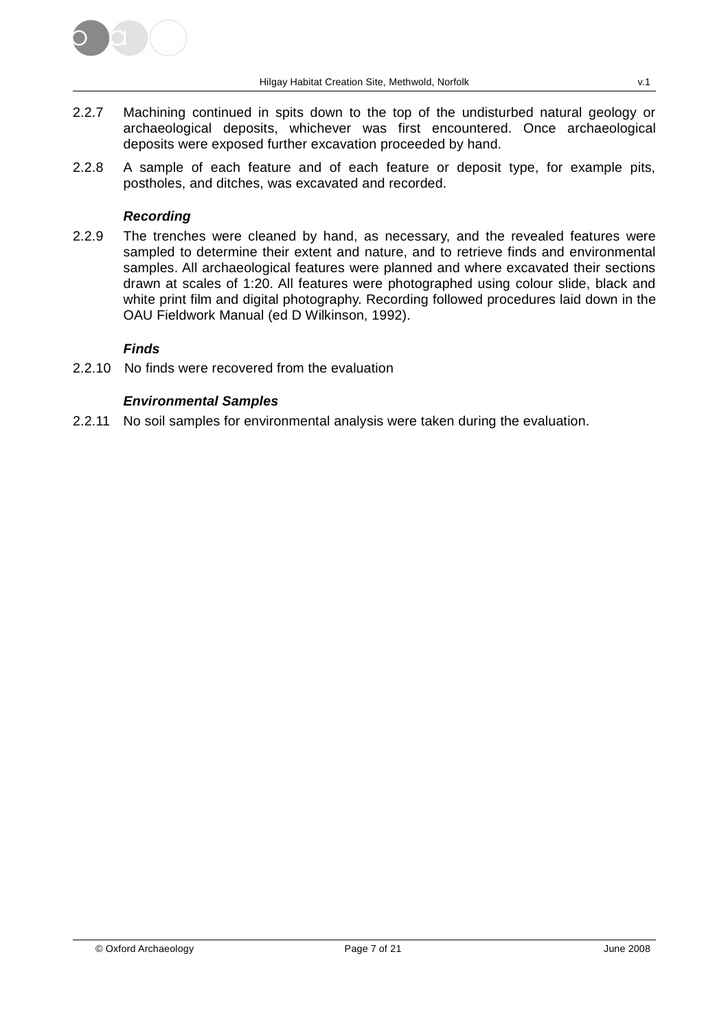2.2.7 Machining continued in spits down to the top of the undisturbed natural geology or archaeological deposits, whichever was first encountered. Once archaeological deposits were exposed further excavation proceeded by hand.

2.2.8 A sample of each feature and of each feature or deposit type, for example pits, postholes, and ditches, was excavated and recorded.

***Recording***

2.2.9 The trenches were cleaned by hand, as necessary, and the revealed features were sampled to determine their extent and nature, and to retrieve finds and environmental samples. All archaeological features were planned and where excavated their sections drawn at scales of 1:20. All features were photographed using colour slide, black and white print film and digital photography. Recording followed procedures laid down in the OAU Fieldwork Manual (ed D Wilkinson, 1992).

***Finds***

2.2.10 No finds were recovered from the evaluation

***Environmental Samples***

2.2.11 No soil samples for environmental analysis were taken during the evaluation.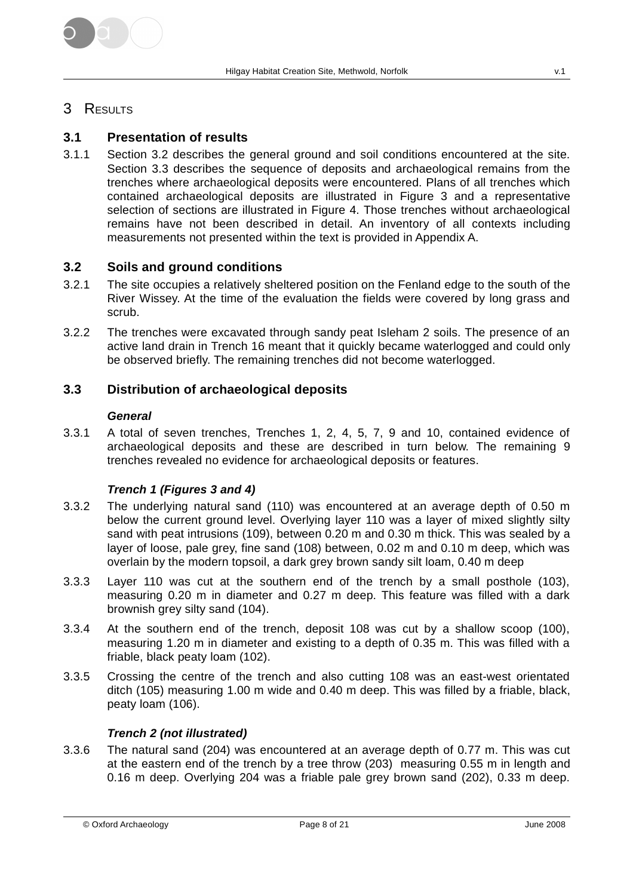# 3 RESULTS

## 3.1 Presentation of results

3.1.1 Section 3.2 describes the general ground and soil conditions encountered at the site. Section 3.3 describes the sequence of deposits and archaeological remains from the trenches where archaeological deposits were encountered. Plans of all trenches which contained archaeological deposits are illustrated in Figure 3 and a representative selection of sections are illustrated in Figure 4. Those trenches without archaeological remains have not been described in detail. An inventory of all contexts including measurements not presented within the text is provided in Appendix A.

## 3.2 Soils and ground conditions

3.2.1 The site occupies a relatively sheltered position on the Fenland edge to the south of the River Wissey. At the time of the evaluation the fields were covered by long grass and scrub.

3.2.2 The trenches were excavated through sandy peat Isleham 2 soils. The presence of an active land drain in Trench 16 meant that it quickly became waterlogged and could only be observed briefly. The remaining trenches did not become waterlogged.

## 3.3 Distribution of archaeological deposits

### *General*

3.3.1 A total of seven trenches, Trenches 1, 2, 4, 5, 7, 9 and 10, contained evidence of archaeological deposits and these are described in turn below. The remaining 9 trenches revealed no evidence for archaeological deposits or features.

### *Trench 1 (Figures 3 and 4)*

3.3.2 The underlying natural sand (110) was encountered at an average depth of 0.50 m below the current ground level. Overlying layer 110 was a layer of mixed slightly silty sand with peat intrusions (109), between 0.20 m and 0.30 m thick. This was sealed by a layer of loose, pale grey, fine sand (108) between, 0.02 m and 0.10 m deep, which was overlain by the modern topsoil, a dark grey brown sandy silt loam, 0.40 m deep

3.3.3 Layer 110 was cut at the southern end of the trench by a small posthole (103), measuring 0.20 m in diameter and 0.27 m deep. This feature was filled with a dark brownish grey silty sand (104).

3.3.4 At the southern end of the trench, deposit 108 was cut by a shallow scoop (100), measuring 1.20 m in diameter and existing to a depth of 0.35 m. This was filled with a friable, black peaty loam (102).

3.3.5 Crossing the centre of the trench and also cutting 108 was an east-west orientated ditch (105) measuring 1.00 m wide and 0.40 m deep. This was filled by a friable, black, peaty loam (106).

### *Trench 2 (not illustrated)*

3.3.6 The natural sand (204) was encountered at an average depth of 0.77 m. This was cut at the eastern end of the trench by a tree throw (203) measuring 0.55 m in length and 0.16 m deep. Overlying 204 was a friable pale grey brown sand (202), 0.33 m deep.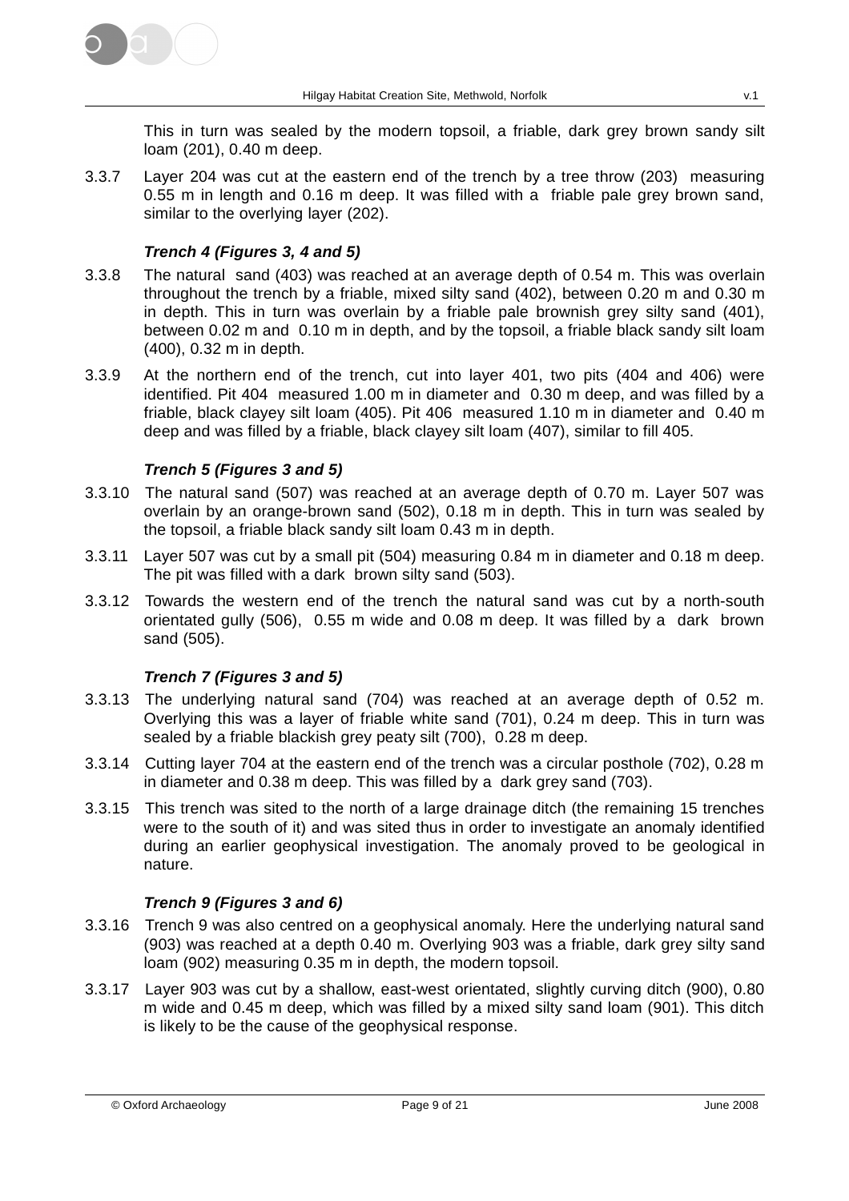This in turn was sealed by the modern topsoil, a friable, dark grey brown sandy silt loam (201), 0.40 m deep.

3.3.7 Layer 204 was cut at the eastern end of the trench by a tree throw (203) measuring 0.55 m in length and 0.16 m deep. It was filled with a friable pale grey brown sand, similar to the overlying layer (202).

### *Trench 4 (Figures 3, 4 and 5)*

3.3.8 The natural sand (403) was reached at an average depth of 0.54 m. This was overlain throughout the trench by a friable, mixed silty sand (402), between 0.20 m and 0.30 m in depth. This in turn was overlain by a friable pale brownish grey silty sand (401), between 0.02 m and 0.10 m in depth, and by the topsoil, a friable black sandy silt loam (400), 0.32 m in depth.

3.3.9 At the northern end of the trench, cut into layer 401, two pits (404 and 406) were identified. Pit 404 measured 1.00 m in diameter and 0.30 m deep, and was filled by a friable, black clayey silt loam (405). Pit 406 measured 1.10 m in diameter and 0.40 m deep and was filled by a friable, black clayey silt loam (407), similar to fill 405.

### *Trench 5 (Figures 3 and 5)*

3.3.10 The natural sand (507) was reached at an average depth of 0.70 m. Layer 507 was overlain by an orange-brown sand (502), 0.18 m in depth. This in turn was sealed by the topsoil, a friable black sandy silt loam 0.43 m in depth.

3.3.11 Layer 507 was cut by a small pit (504) measuring 0.84 m in diameter and 0.18 m deep. The pit was filled with a dark brown silty sand (503).

3.3.12 Towards the western end of the trench the natural sand was cut by a north-south orientated gully (506), 0.55 m wide and 0.08 m deep. It was filled by a dark brown sand (505).

### *Trench 7 (Figures 3 and 5)*

3.3.13 The underlying natural sand (704) was reached at an average depth of 0.52 m. Overlying this was a layer of friable white sand (701), 0.24 m deep. This in turn was sealed by a friable blackish grey peaty silt (700), 0.28 m deep.

3.3.14 Cutting layer 704 at the eastern end of the trench was a circular posthole (702), 0.28 m in diameter and 0.38 m deep. This was filled by a dark grey sand (703).

3.3.15 This trench was sited to the north of a large drainage ditch (the remaining 15 trenches were to the south of it) and was sited thus in order to investigate an anomaly identified during an earlier geophysical investigation. The anomaly proved to be geological in nature.

### *Trench 9 (Figures 3 and 6)*

3.3.16 Trench 9 was also centred on a geophysical anomaly. Here the underlying natural sand (903) was reached at a depth 0.40 m. Overlying 903 was a friable, dark grey silty sand loam (902) measuring 0.35 m in depth, the modern topsoil.

3.3.17 Layer 903 was cut by a shallow, east-west orientated, slightly curving ditch (900), 0.80 m wide and 0.45 m deep, which was filled by a mixed silty sand loam (901). This ditch is likely to be the cause of the geophysical response.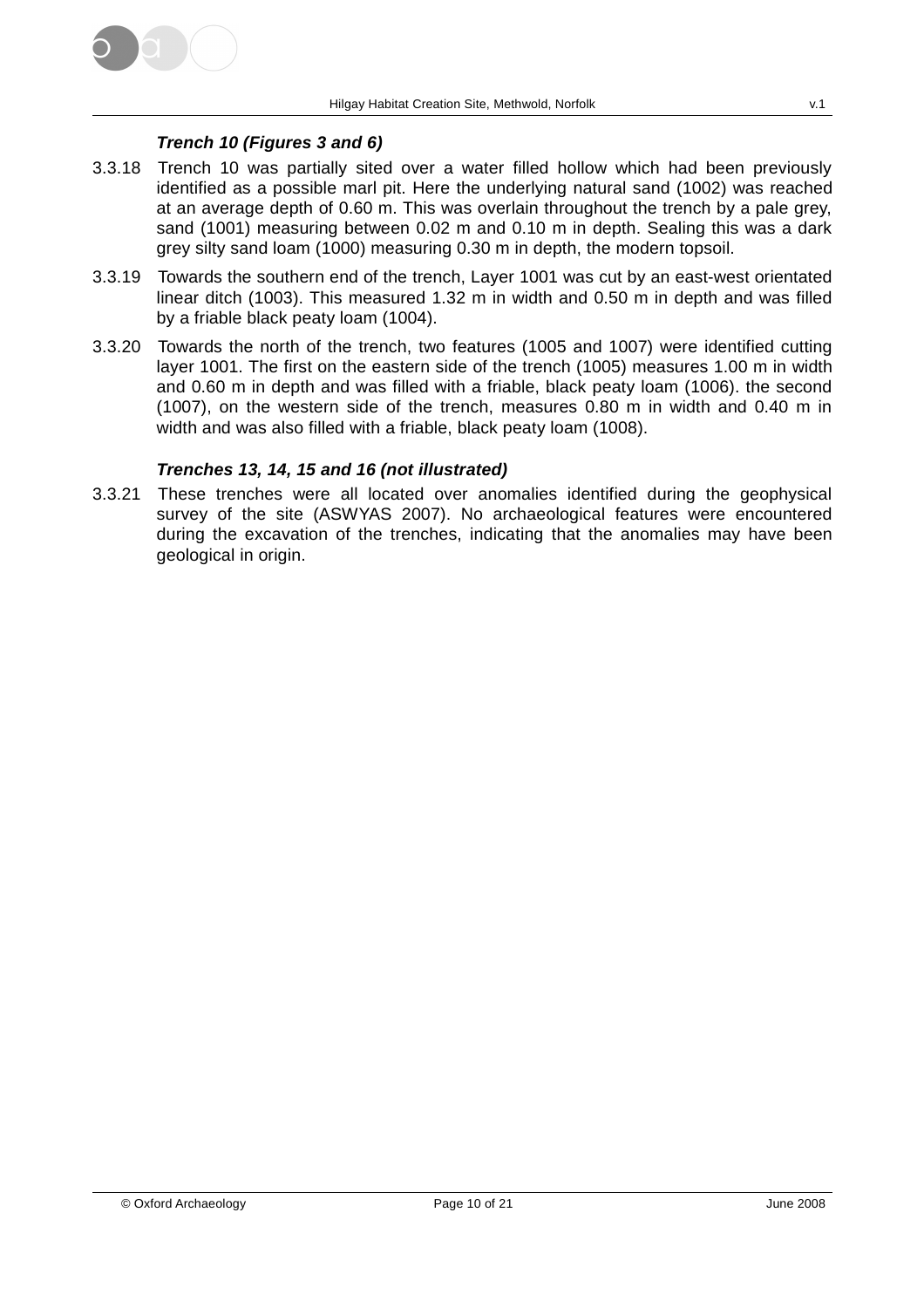### *Trench 10 (Figures 3 and 6)*

3.3.18 Trench 10 was partially sited over a water filled hollow which had been previously identified as a possible marl pit. Here the underlying natural sand (1002) was reached at an average depth of 0.60 m. This was overlain throughout the trench by a pale grey, sand (1001) measuring between 0.02 m and 0.10 m in depth. Sealing this was a dark grey silty sand loam (1000) measuring 0.30 m in depth, the modern topsoil.

3.3.19 Towards the southern end of the trench, Layer 1001 was cut by an east-west orientated linear ditch (1003). This measured 1.32 m in width and 0.50 m in depth and was filled by a friable black peaty loam (1004).

3.3.20 Towards the north of the trench, two features (1005 and 1007) were identified cutting layer 1001. The first on the eastern side of the trench (1005) measures 1.00 m in width and 0.60 m in depth and was filled with a friable, black peaty loam (1006). the second (1007), on the western side of the trench, measures 0.80 m in width and 0.40 m in width and was also filled with a friable, black peaty loam (1008).

### *Trenches 13, 14, 15 and 16 (not illustrated)*

3.3.21 These trenches were all located over anomalies identified during the geophysical survey of the site (ASWYAS 2007). No archaeological features were encountered during the excavation of the trenches, indicating that the anomalies may have been geological in origin.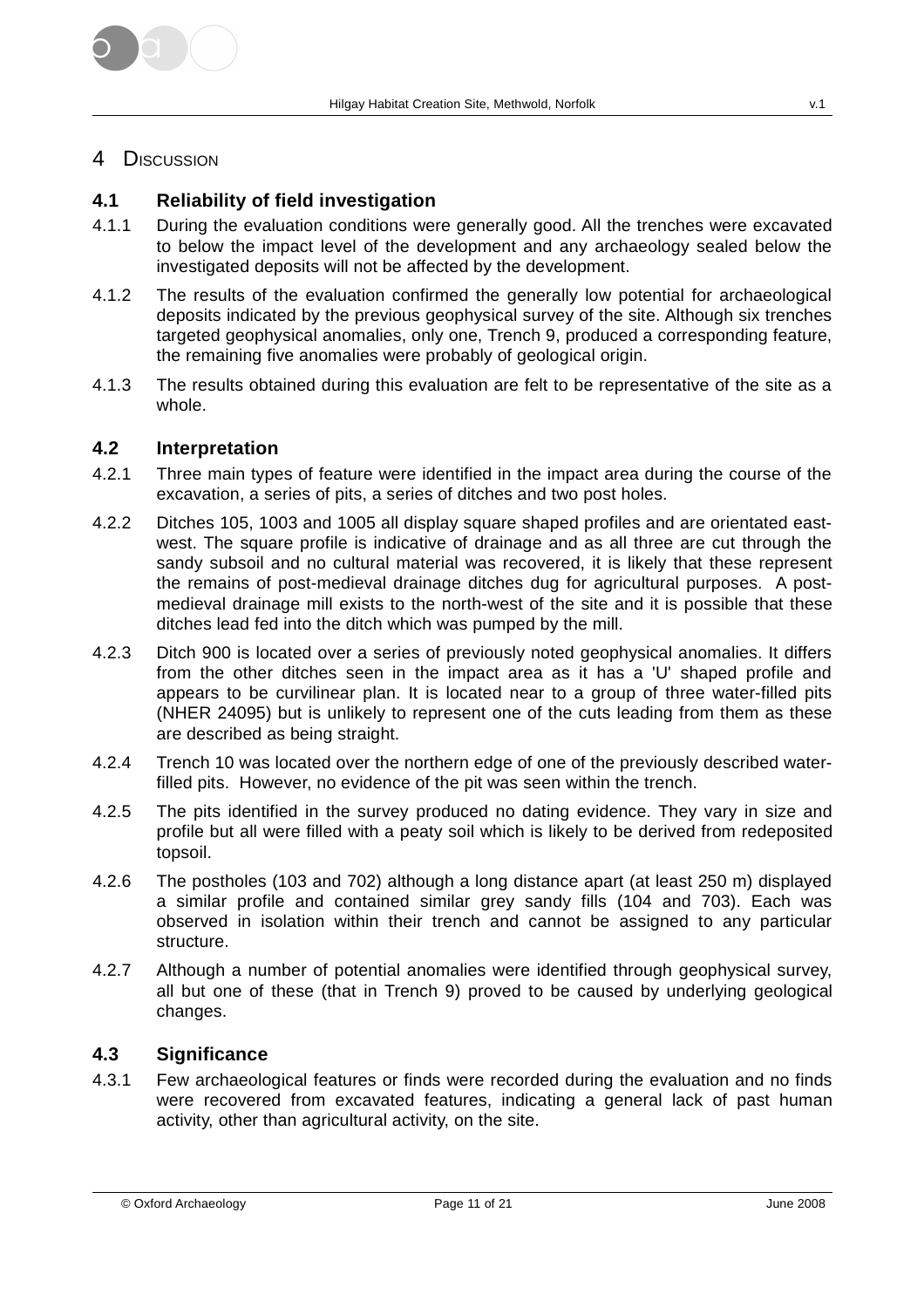# 4 Discussion

## 4.1 Reliability of field investigation

4.1.1 During the evaluation conditions were generally good. All the trenches were excavated to below the impact level of the development and any archaeology sealed below the investigated deposits will not be affected by the development.

4.1.2 The results of the evaluation confirmed the generally low potential for archaeological deposits indicated by the previous geophysical survey of the site. Although six trenches targeted geophysical anomalies, only one, Trench 9, produced a corresponding feature, the remaining five anomalies were probably of geological origin.

4.1.3 The results obtained during this evaluation are felt to be representative of the site as a whole.

## 4.2 Interpretation

4.2.1 Three main types of feature were identified in the impact area during the course of the excavation, a series of pits, a series of ditches and two post holes.

4.2.2 Ditches 105, 1003 and 1005 all display square shaped profiles and are orientated east-west. The square profile is indicative of drainage and as all three are cut through the sandy subsoil and no cultural material was recovered, it is likely that these represent the remains of post-medieval drainage ditches dug for agricultural purposes. A post-medieval drainage mill exists to the north-west of the site and it is possible that these ditches lead fed into the ditch which was pumped by the mill.

4.2.3 Ditch 900 is located over a series of previously noted geophysical anomalies. It differs from the other ditches seen in the impact area as it has a 'U' shaped profile and appears to be curvilinear plan. It is located near to a group of three water-filled pits (NHER 24095) but is unlikely to represent one of the cuts leading from them as these are described as being straight.

4.2.4 Trench 10 was located over the northern edge of one of the previously described water-filled pits. However, no evidence of the pit was seen within the trench.

4.2.5 The pits identified in the survey produced no dating evidence. They vary in size and profile but all were filled with a peaty soil which is likely to be derived from redeposited topsoil.

4.2.6 The postholes (103 and 702) although a long distance apart (at least 250 m) displayed a similar profile and contained similar grey sandy fills (104 and 703). Each was observed in isolation within their trench and cannot be assigned to any particular structure.

4.2.7 Although a number of potential anomalies were identified through geophysical survey, all but one of these (that in Trench 9) proved to be caused by underlying geological changes.

## 4.3 Significance

4.3.1 Few archaeological features or finds were recorded during the evaluation and no finds were recovered from excavated features, indicating a general lack of past human activity, other than agricultural activity, on the site.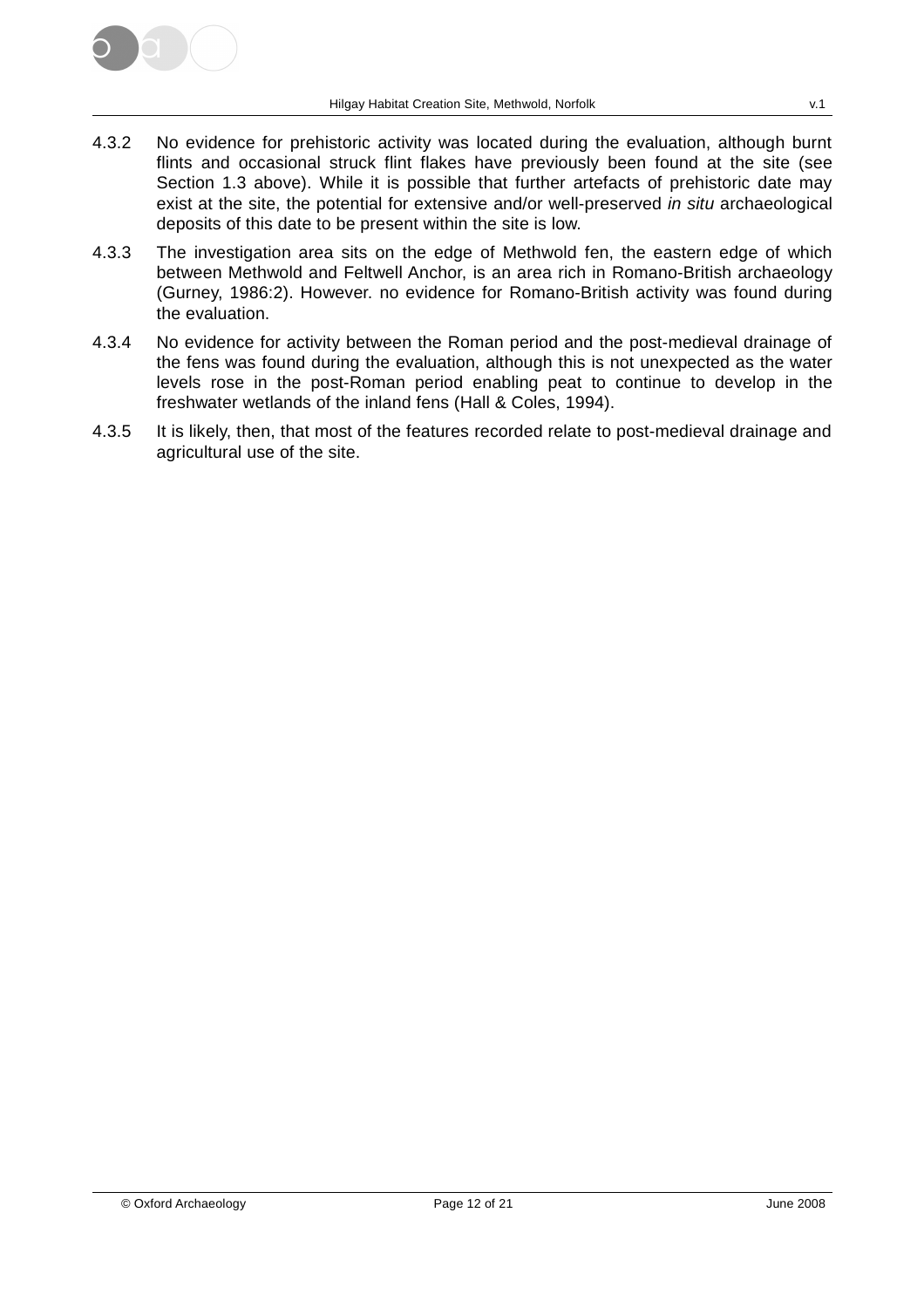4.3.2 No evidence for prehistoric activity was located during the evaluation, although burnt flints and occasional struck flint flakes have previously been found at the site (see Section 1.3 above). While it is possible that further artefacts of prehistoric date may exist at the site, the potential for extensive and/or well-preserved *in situ* archaeological deposits of this date to be present within the site is low.

4.3.3 The investigation area sits on the edge of Methwold fen, the eastern edge of which between Methwold and Feltwell Anchor, is an area rich in Romano-British archaeology (Gurney, 1986:2). However. no evidence for Romano-British activity was found during the evaluation.

4.3.4 No evidence for activity between the Roman period and the post-medieval drainage of the fens was found during the evaluation, although this is not unexpected as the water levels rose in the post-Roman period enabling peat to continue to develop in the freshwater wetlands of the inland fens (Hall & Coles, 1994).

4.3.5 It is likely, then, that most of the features recorded relate to post-medieval drainage and agricultural use of the site.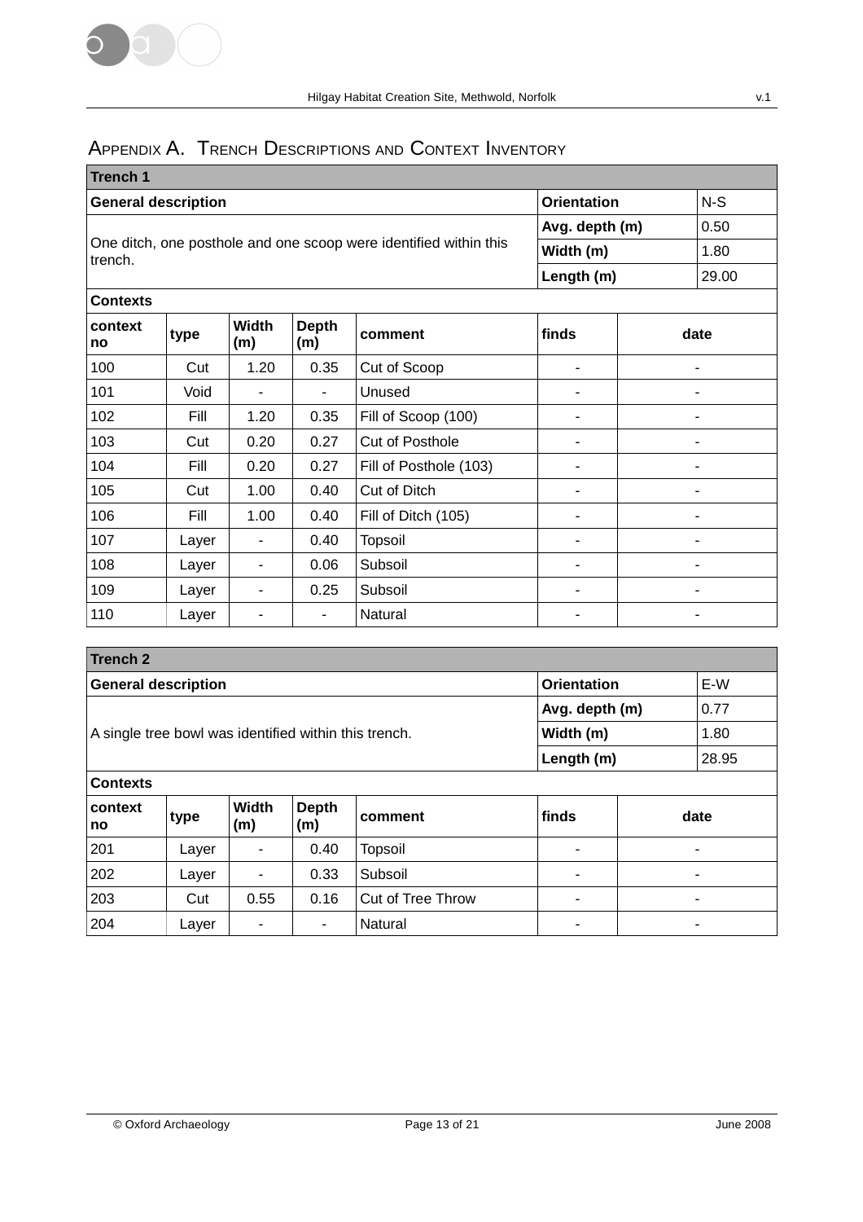# Appendix A. Trench Descriptions and Context Inventory

| **Trench 1** | | | | | | |
|---|---|---|---|---|---|---|
| **General description** | | | | | **Orientation** | N-S |
| One ditch, one posthole and one scoop were identified within this trench. | | | | | **Avg. depth (m)** | 0.50 |
| | | | | | **Width (m)** | 1.80 |
| | | | | | **Length (m)** | 29.00 |
| **Contexts** | | | | | | |
| **context no** | **type** | **Width (m)** | **Depth (m)** | **comment** | **finds** | **date** |
| 100 | Cut | 1.20 | 0.35 | Cut of Scoop | - | - |
| 101 | Void | - | - | Unused | - | - |
| 102 | Fill | 1.20 | 0.35 | Fill of Scoop (100) | - | - |
| 103 | Cut | 0.20 | 0.27 | Cut of Posthole | - | - |
| 104 | Fill | 0.20 | 0.27 | Fill of Posthole (103) | - | - |
| 105 | Cut | 1.00 | 0.40 | Cut of Ditch | - | - |
| 106 | Fill | 1.00 | 0.40 | Fill of Ditch (105) | - | - |
| 107 | Layer | - | 0.40 | Topsoil | - | - |
| 108 | Layer | - | 0.06 | Subsoil | - | - |
| 109 | Layer | - | 0.25 | Subsoil | - | - |
| 110 | Layer | - | - | Natural | - | - |

| **Trench 2** | | | | | | |
|---|---|---|---|---|---|---|
| **General description** | | | | | **Orientation** | E-W |
| A single tree bowl was identified within this trench. | | | | | **Avg. depth (m)** | 0.77 |
| | | | | | **Width (m)** | 1.80 |
| | | | | | **Length (m)** | 28.95 |
| **Contexts** | | | | | | |
| **context no** | **type** | **Width (m)** | **Depth (m)** | **comment** | **finds** | **date** |
| 201 | Layer | - | 0.40 | Topsoil | - | - |
| 202 | Layer | - | 0.33 | Subsoil | - | - |
| 203 | Cut | 0.55 | 0.16 | Cut of Tree Throw | - | - |
| 204 | Layer | - | - | Natural | - | - |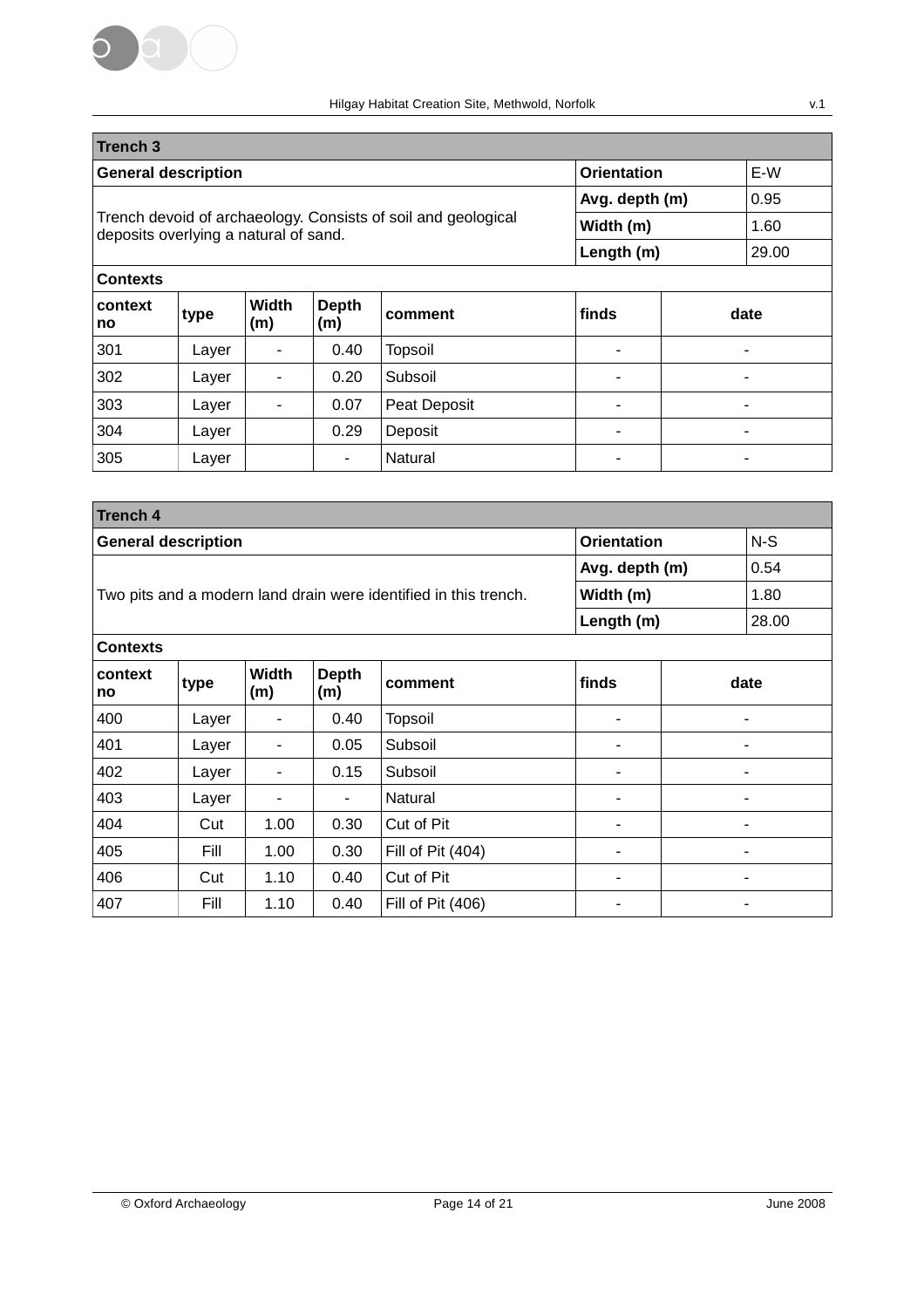| **Trench 3** | | | | | | |
|---|---|---|---|---|---|---|
| **General description** | | | | | **Orientation** | E-W |
| Trench devoid of archaeology. Consists of soil and geological deposits overlying a natural of sand. | | | | | **Avg. depth (m)** | 0.95 |
| | | | | | **Width (m)** | 1.60 |
| | | | | | **Length (m)** | 29.00 |
| **Contexts** | | | | | | |
| **context no** | **type** | **Width (m)** | **Depth (m)** | **comment** | **finds** | **date** |
| 301 | Layer | - | 0.40 | Topsoil | - | - |
| 302 | Layer | - | 0.20 | Subsoil | - | - |
| 303 | Layer | - | 0.07 | Peat Deposit | - | - |
| 304 | Layer | | 0.29 | Deposit | - | - |
| 305 | Layer | | - | Natural | - | - |

| **Trench 4** | | | | | | |
|---|---|---|---|---|---|---|
| **General description** | | | | | **Orientation** | N-S |
| Two pits and a modern land drain were identified in this trench. | | | | | **Avg. depth (m)** | 0.54 |
| | | | | | **Width (m)** | 1.80 |
| | | | | | **Length (m)** | 28.00 |
| **Contexts** | | | | | | |
| **context no** | **type** | **Width (m)** | **Depth (m)** | **comment** | **finds** | **date** |
| 400 | Layer | - | 0.40 | Topsoil | - | - |
| 401 | Layer | - | 0.05 | Subsoil | - | - |
| 402 | Layer | - | 0.15 | Subsoil | - | - |
| 403 | Layer | - | - | Natural | - | - |
| 404 | Cut | 1.00 | 0.30 | Cut of Pit | - | - |
| 405 | Fill | 1.00 | 0.30 | Fill of Pit (404) | - | - |
| 406 | Cut | 1.10 | 0.40 | Cut of Pit | - | - |
| 407 | Fill | 1.10 | 0.40 | Fill of Pit (406) | - | - |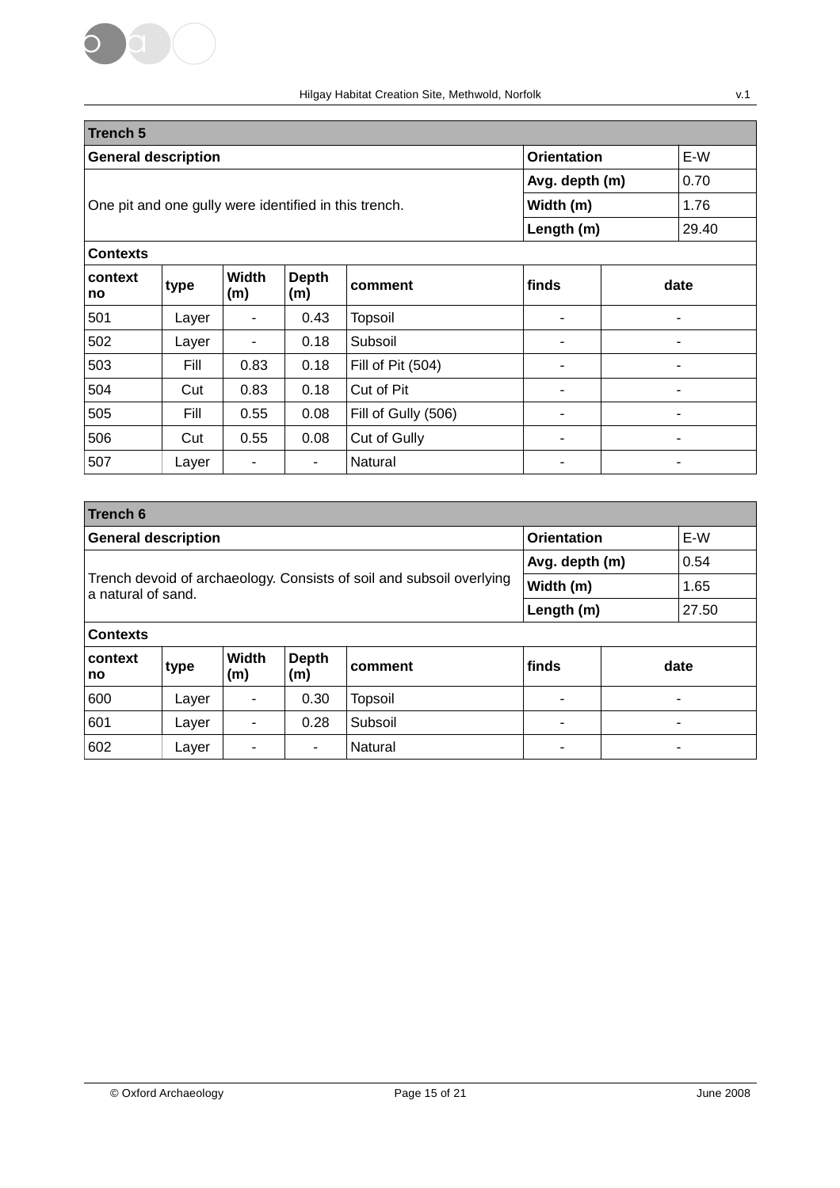| **Trench 5** | | | | | | |
|---|---|---|---|---|---|---|
| **General description** | | | | | **Orientation** | E-W |
| One pit and one gully were identified in this trench. | | | | | **Avg. depth (m)** | 0.70 |
| | | | | | **Width (m)** | 1.76 |
| | | | | | **Length (m)** | 29.40 |
| **Contexts** | | | | | | |
| **context no** | **type** | **Width (m)** | **Depth (m)** | **comment** | **finds** | **date** |
| 501 | Layer | - | 0.43 | Topsoil | - | - |
| 502 | Layer | - | 0.18 | Subsoil | - | - |
| 503 | Fill | 0.83 | 0.18 | Fill of Pit (504) | - | - |
| 504 | Cut | 0.83 | 0.18 | Cut of Pit | - | - |
| 505 | Fill | 0.55 | 0.08 | Fill of Gully (506) | - | - |
| 506 | Cut | 0.55 | 0.08 | Cut of Gully | - | - |
| 507 | Layer | - | - | Natural | - | - |

| **Trench 6** | | | | | | |
|---|---|---|---|---|---|---|
| **General description** | | | | | **Orientation** | E-W |
| Trench devoid of archaeology. Consists of soil and subsoil overlying a natural of sand. | | | | | **Avg. depth (m)** | 0.54 |
| | | | | | **Width (m)** | 1.65 |
| | | | | | **Length (m)** | 27.50 |
| **Contexts** | | | | | | |
| **context no** | **type** | **Width (m)** | **Depth (m)** | **comment** | **finds** | **date** |
| 600 | Layer | - | 0.30 | Topsoil | - | - |
| 601 | Layer | - | 0.28 | Subsoil | - | - |
| 602 | Layer | - | - | Natural | - | - |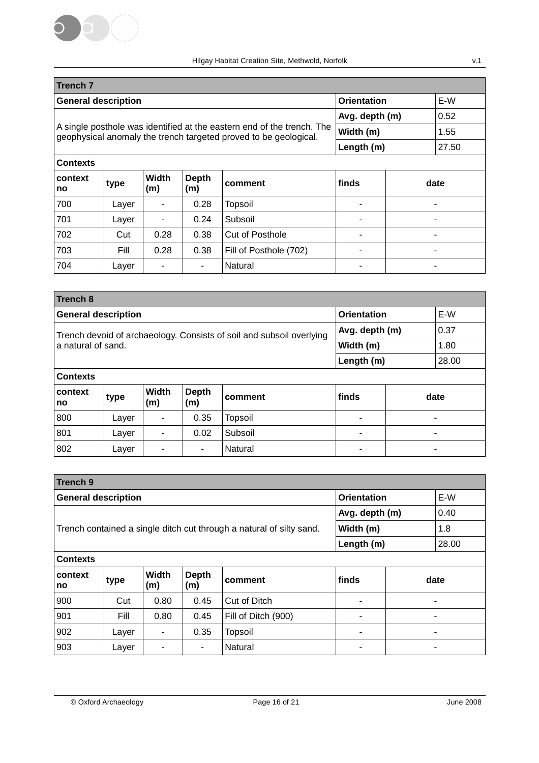| **Trench 7** | | | | | | |
|---|---|---|---|---|---|---|
| **General description** | | | | | **Orientation** | E-W |
| A single posthole was identified at the eastern end of the trench. The geophysical anomaly the trench targeted proved to be geological. | | | | | **Avg. depth (m)** | 0.52 |
| | | | | | **Width (m)** | 1.55 |
| | | | | | **Length (m)** | 27.50 |
| **Contexts** | | | | | | |
| **context no** | **type** | **Width (m)** | **Depth (m)** | **comment** | **finds** | **date** |
| 700 | Layer | - | 0.28 | Topsoil | - | - |
| 701 | Layer | - | 0.24 | Subsoil | - | - |
| 702 | Cut | 0.28 | 0.38 | Cut of Posthole | - | - |
| 703 | Fill | 0.28 | 0.38 | Fill of Posthole (702) | - | - |
| 704 | Layer | - | - | Natural | - | - |

| **Trench 8** | | | | | | |
|---|---|---|---|---|---|---|
| **General description** | | | | | **Orientation** | E-W |
| Trench devoid of archaeology. Consists of soil and subsoil overlying a natural of sand. | | | | | **Avg. depth (m)** | 0.37 |
| | | | | | **Width (m)** | 1.80 |
| | | | | | **Length (m)** | 28.00 |
| **Contexts** | | | | | | |
| **context no** | **type** | **Width (m)** | **Depth (m)** | **comment** | **finds** | **date** |
| 800 | Layer | - | 0.35 | Topsoil | - | - |
| 801 | Layer | - | 0.02 | Subsoil | - | - |
| 802 | Layer | - | - | Natural | - | - |

| **Trench 9** | | | | | | |
|---|---|---|---|---|---|---|
| **General description** | | | | | **Orientation** | E-W |
| Trench contained a single ditch cut through a natural of silty sand. | | | | | **Avg. depth (m)** | 0.40 |
| | | | | | **Width (m)** | 1.8 |
| | | | | | **Length (m)** | 28.00 |
| **Contexts** | | | | | | |
| **context no** | **type** | **Width (m)** | **Depth (m)** | **comment** | **finds** | **date** |
| 900 | Cut | 0.80 | 0.45 | Cut of Ditch | - | - |
| 901 | Fill | 0.80 | 0.45 | Fill of Ditch (900) | - | - |
| 902 | Layer | - | 0.35 | Topsoil | - | - |
| 903 | Layer | - | - | Natural | - | - |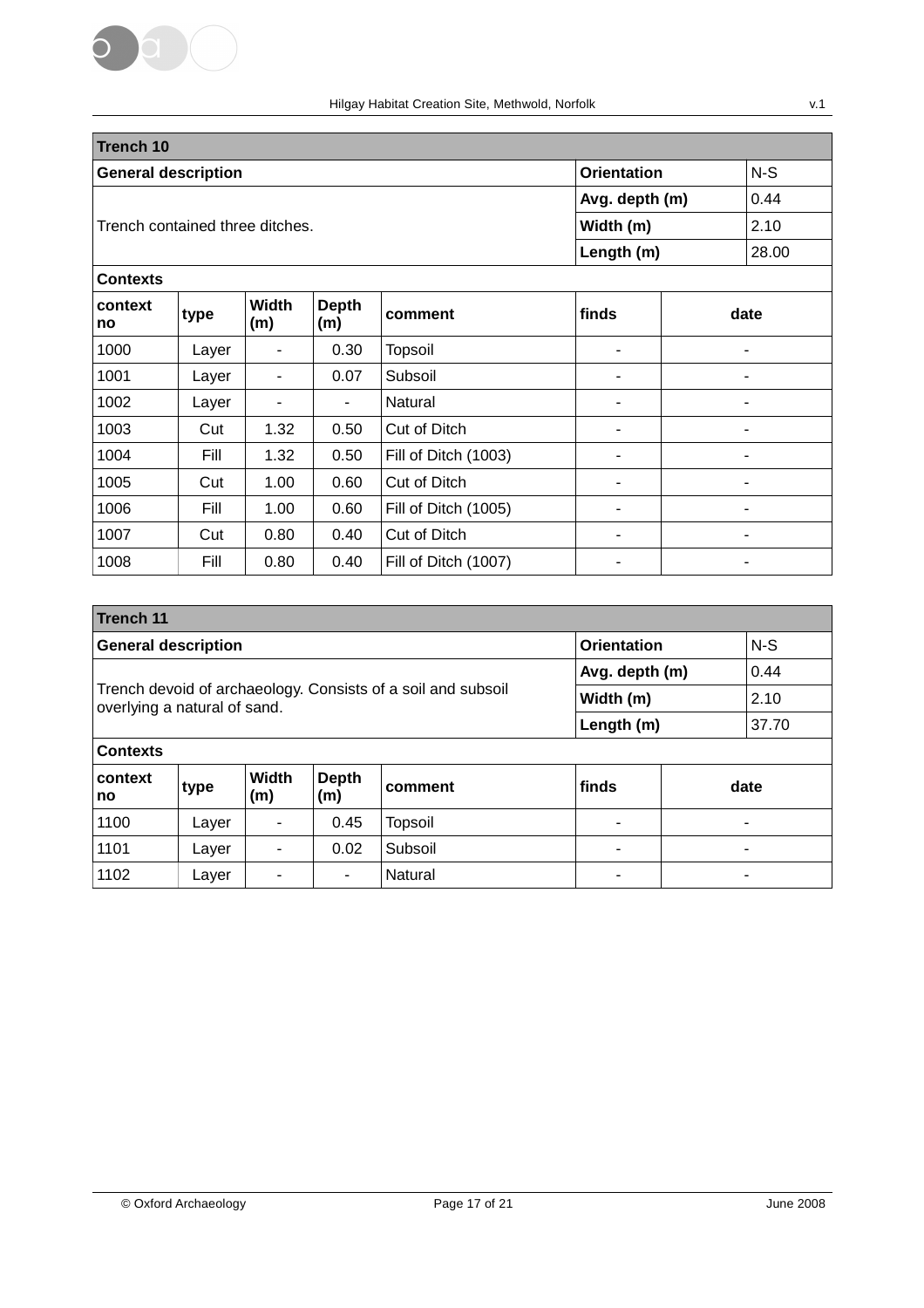| Trench 10 | | | | | | |
|---|---|---|---|---|---|---|
| **General description** | | | | | **Orientation** | N-S |
| Trench contained three ditches. | | | | | **Avg. depth (m)** | 0.44 |
| | | | | | **Width (m)** | 2.10 |
| | | | | | **Length (m)** | 28.00 |
| **Contexts** | | | | | | |
| **context no** | **type** | **Width (m)** | **Depth (m)** | **comment** | **finds** | **date** |
| 1000 | Layer | - | 0.30 | Topsoil | - | - |
| 1001 | Layer | - | 0.07 | Subsoil | - | - |
| 1002 | Layer | - | - | Natural | - | - |
| 1003 | Cut | 1.32 | 0.50 | Cut of Ditch | - | - |
| 1004 | Fill | 1.32 | 0.50 | Fill of Ditch (1003) | - | - |
| 1005 | Cut | 1.00 | 0.60 | Cut of Ditch | - | - |
| 1006 | Fill | 1.00 | 0.60 | Fill of Ditch (1005) | - | - |
| 1007 | Cut | 0.80 | 0.40 | Cut of Ditch | - | - |
| 1008 | Fill | 0.80 | 0.40 | Fill of Ditch (1007) | - | - |

| Trench 11 | | | | | | |
|---|---|---|---|---|---|---|
| **General description** | | | | | **Orientation** | N-S |
| Trench devoid of archaeology. Consists of a soil and subsoil overlying a natural of sand. | | | | | **Avg. depth (m)** | 0.44 |
| | | | | | **Width (m)** | 2.10 |
| | | | | | **Length (m)** | 37.70 |
| **Contexts** | | | | | | |
| **context no** | **type** | **Width (m)** | **Depth (m)** | **comment** | **finds** | **date** |
| 1100 | Layer | - | 0.45 | Topsoil | - | - |
| 1101 | Layer | - | 0.02 | Subsoil | - | - |
| 1102 | Layer | - | - | Natural | - | - |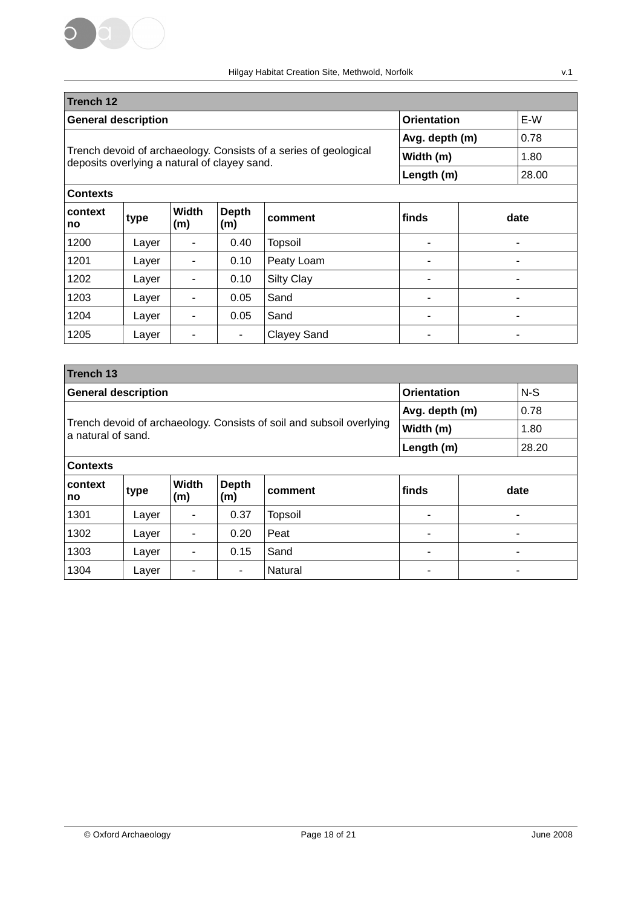| Trench 12 | | | | | | |
|---|---|---|---|---|---|---|
| **General description** | | | | | **Orientation** | E-W |
| Trench devoid of archaeology. Consists of a series of geological deposits overlying a natural of clayey sand. | | | | | **Avg. depth (m)** | 0.78 |
| | | | | | **Width (m)** | 1.80 |
| | | | | | **Length (m)** | 28.00 |
| **Contexts** | | | | | | |
| **context no** | **type** | **Width (m)** | **Depth (m)** | **comment** | **finds** | **date** |
| 1200 | Layer | - | 0.40 | Topsoil | - | - |
| 1201 | Layer | - | 0.10 | Peaty Loam | - | - |
| 1202 | Layer | - | 0.10 | Silty Clay | - | - |
| 1203 | Layer | - | 0.05 | Sand | - | - |
| 1204 | Layer | - | 0.05 | Sand | - | - |
| 1205 | Layer | - | - | Clayey Sand | - | - |

| Trench 13 | | | | | | |
|---|---|---|---|---|---|---|
| **General description** | | | | | **Orientation** | N-S |
| Trench devoid of archaeology. Consists of soil and subsoil overlying a natural of sand. | | | | | **Avg. depth (m)** | 0.78 |
| | | | | | **Width (m)** | 1.80 |
| | | | | | **Length (m)** | 28.20 |
| **Contexts** | | | | | | |
| **context no** | **type** | **Width (m)** | **Depth (m)** | **comment** | **finds** | **date** |
| 1301 | Layer | - | 0.37 | Topsoil | - | - |
| 1302 | Layer | - | 0.20 | Peat | - | - |
| 1303 | Layer | - | 0.15 | Sand | - | - |
| 1304 | Layer | - | - | Natural | - | - |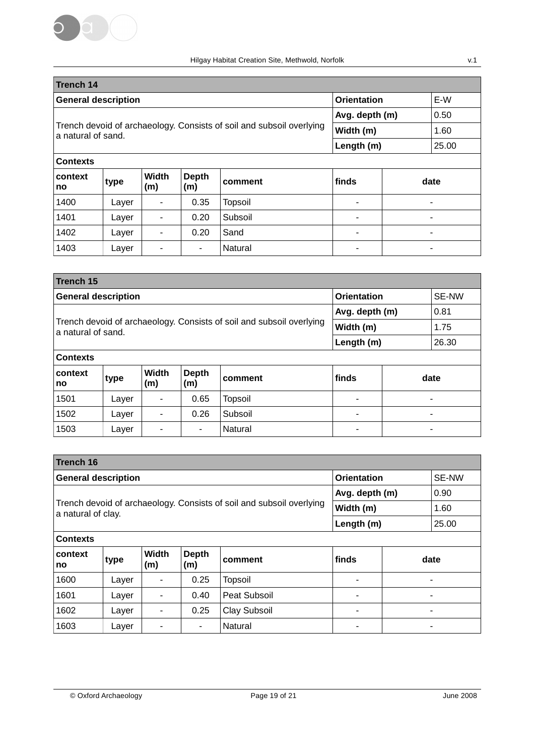| Trench 14 | | | | | | |
|---|---|---|---|---|---|---|
| **General description** | | | | | **Orientation** | E-W |
| Trench devoid of archaeology. Consists of soil and subsoil overlying a natural of sand. | | | | | **Avg. depth (m)** | 0.50 |
| | | | | | **Width (m)** | 1.60 |
| | | | | | **Length (m)** | 25.00 |
| **Contexts** | | | | | | |
| **context no** | **type** | **Width (m)** | **Depth (m)** | **comment** | **finds** | **date** |
| 1400 | Layer | - | 0.35 | Topsoil | - | - |
| 1401 | Layer | - | 0.20 | Subsoil | - | - |
| 1402 | Layer | - | 0.20 | Sand | - | - |
| 1403 | Layer | - | - | Natural | - | - |

| Trench 15 | | | | | | |
|---|---|---|---|---|---|---|
| **General description** | | | | | **Orientation** | SE-NW |
| Trench devoid of archaeology. Consists of soil and subsoil overlying a natural of sand. | | | | | **Avg. depth (m)** | 0.81 |
| | | | | | **Width (m)** | 1.75 |
| | | | | | **Length (m)** | 26.30 |
| **Contexts** | | | | | | |
| **context no** | **type** | **Width (m)** | **Depth (m)** | **comment** | **finds** | **date** |
| 1501 | Layer | - | 0.65 | Topsoil | - | - |
| 1502 | Layer | - | 0.26 | Subsoil | - | - |
| 1503 | Layer | - | - | Natural | - | - |

| Trench 16 | | | | | | |
|---|---|---|---|---|---|---|
| **General description** | | | | | **Orientation** | SE-NW |
| Trench devoid of archaeology. Consists of soil and subsoil overlying a natural of clay. | | | | | **Avg. depth (m)** | 0.90 |
| | | | | | **Width (m)** | 1.60 |
| | | | | | **Length (m)** | 25.00 |
| **Contexts** | | | | | | |
| **context no** | **type** | **Width (m)** | **Depth (m)** | **comment** | **finds** | **date** |
| 1600 | Layer | - | 0.25 | Topsoil | - | - |
| 1601 | Layer | - | 0.40 | Peat Subsoil | - | - |
| 1602 | Layer | - | 0.25 | Clay Subsoil | - | - |
| 1603 | Layer | - | - | Natural | - | - |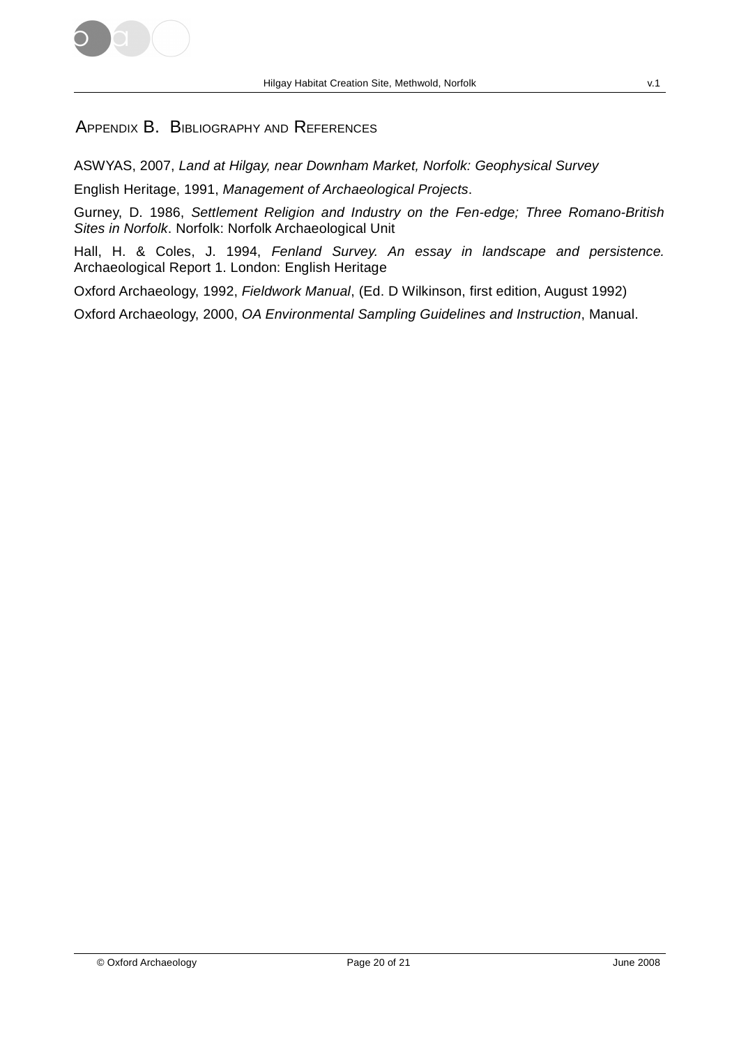## Appendix B. Bibliography and References

ASWYAS, 2007, *Land at Hilgay, near Downham Market, Norfolk: Geophysical Survey*

English Heritage, 1991, *Management of Archaeological Projects*.

Gurney, D. 1986, *Settlement Religion and Industry on the Fen-edge; Three Romano-British Sites in Norfolk*. Norfolk: Norfolk Archaeological Unit

Hall, H. & Coles, J. 1994, *Fenland Survey. An essay in landscape and persistence.* Archaeological Report 1. London: English Heritage

Oxford Archaeology, 1992, *Fieldwork Manual*, (Ed. D Wilkinson, first edition, August 1992)

Oxford Archaeology, 2000, *OA Environmental Sampling Guidelines and Instruction*, Manual.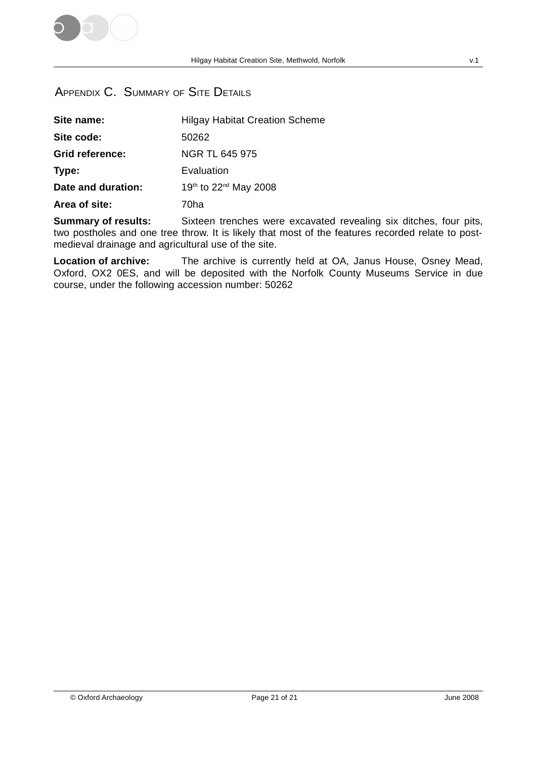## APPENDIX C. SUMMARY OF SITE DETAILS

**Site name:** Hilgay Habitat Creation Scheme

**Site code:** 50262

**Grid reference:** NGR TL 645 975

**Type:** Evaluation

**Date and duration:** 19th to 22nd May 2008

**Area of site:** 70ha

**Summary of results:** Sixteen trenches were excavated revealing six ditches, four pits, two postholes and one tree throw. It is likely that most of the features recorded relate to post-medieval drainage and agricultural use of the site.

**Location of archive:** The archive is currently held at OA, Janus House, Osney Mead, Oxford, OX2 0ES, and will be deposited with the Norfolk County Museums Service in due course, under the following accession number: 50262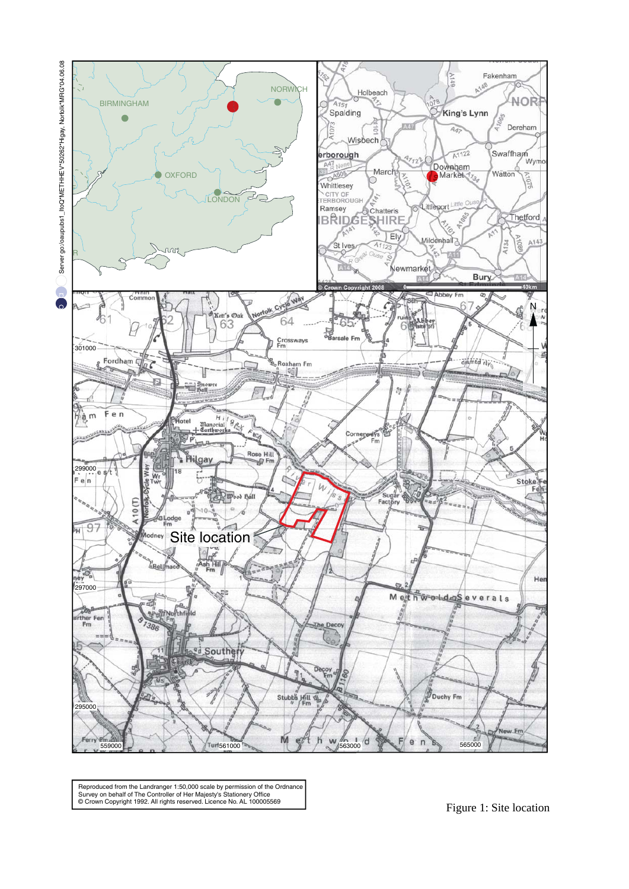Reproduced from the Landranger 1:50,000 scale by permission of the Ordnance Survey on behalf of The Controller of Her Majesty's Stationery Office © Crown Copyright 1992. All rights reserved. Licence No. AL 100005569

Figure 1: Site location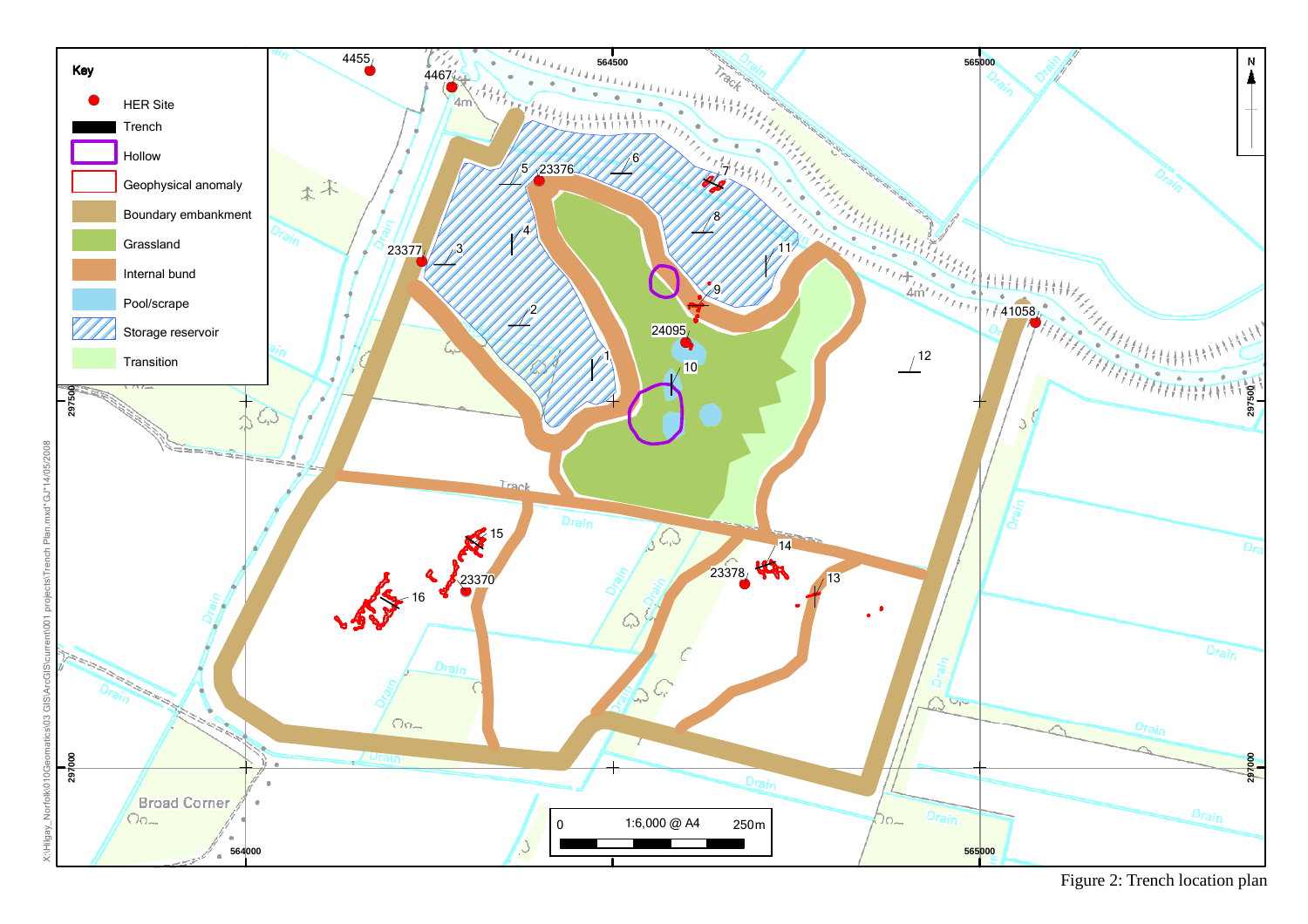Figure 2: Trench location plan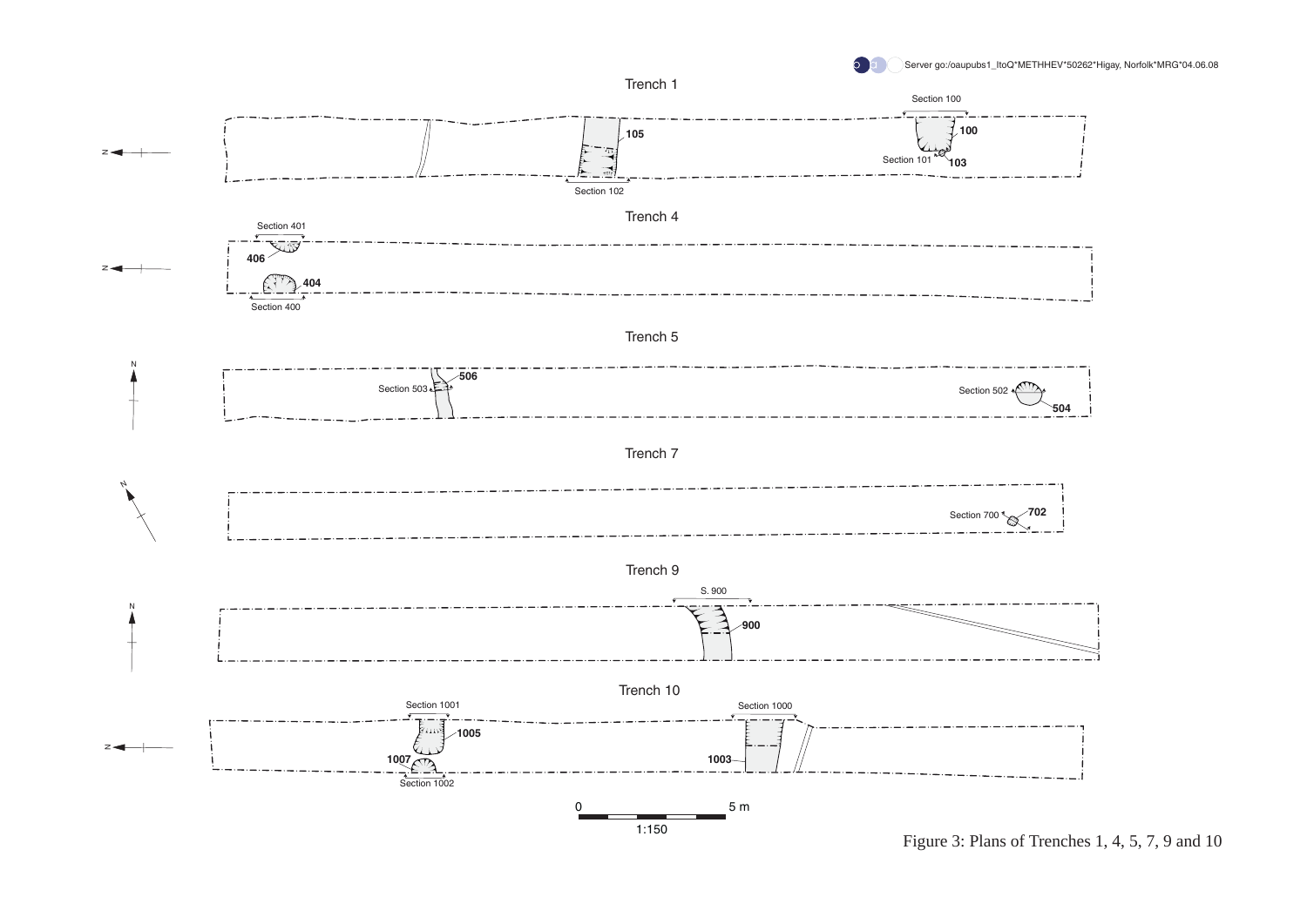Trench 1

Section 100

105

100

Section 101

103

Section 102

Trench 4

Section 401

406

404

Section 400

Trench 5

506

Section 503

Section 502

504

Trench 7

Section 700

702

Trench 9

S. 900

900

Trench 10

Section 1001

Section 1000

1005

1007

1003

Section 1002

0 5 m

1:150

Figure 3: Plans of Trenches 1, 4, 5, 7, 9 and 10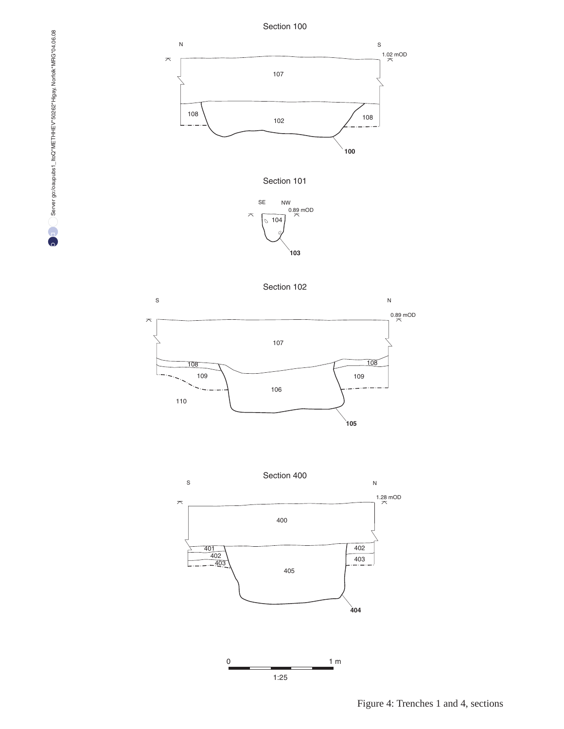Section 100

N

S

1.02 mOD

107

108

102

108

100

Section 101

SE

NW

0.89 mOD

104

103

Section 102

S

N

0.89 mOD

107

108

108

109

109

106

110

105

Section 400

S

N

1.28 mOD

400

401

402

402

403

403

405

404

0

1 m

1:25

Server go:/oaupubs1_ItoQ*METHHEV*50262*Higay, Norfolk*MRG*04.06.08

Figure 4: Trenches 1 and 4, sections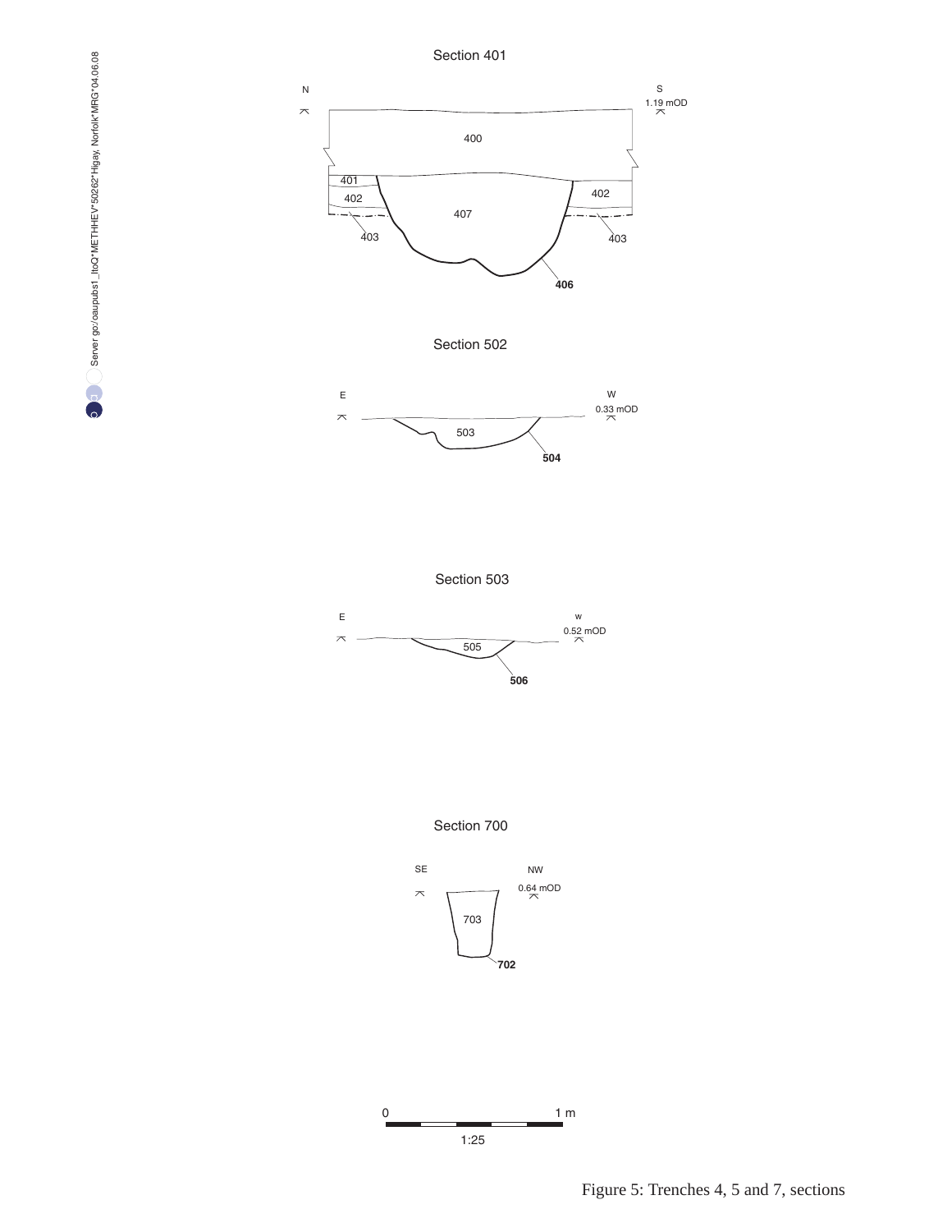Section 401

N

S

1.19 mOD

400

401

402

407

402

403

403

406

Section 502

E

W

0.33 mOD

503

504

Section 503

E

w

0.52 mOD

505

506

Section 700

SE

NW

0.64 mOD

703

702

0

1 m

1:25

Figure 5: Trenches 4, 5 and 7, sections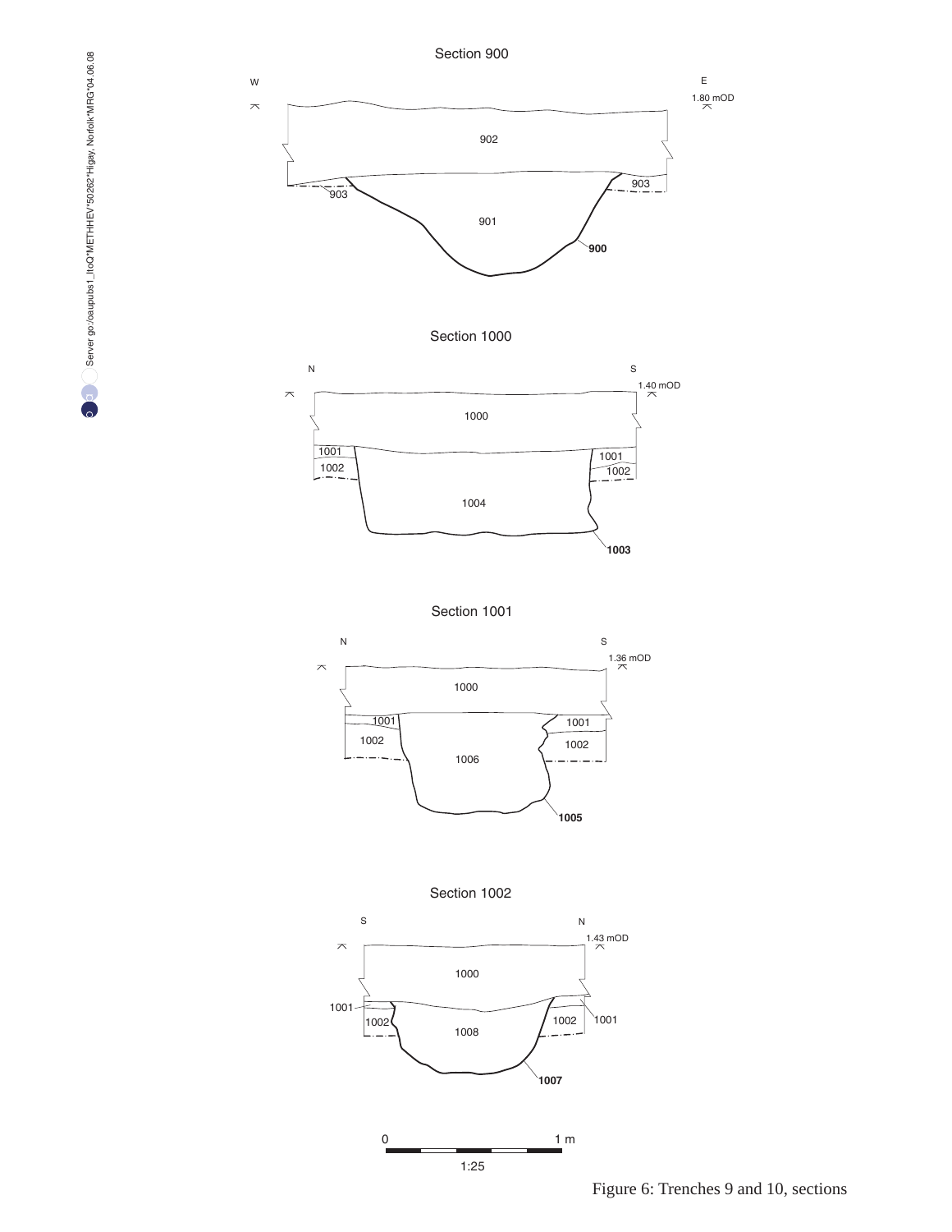Section 900

Section 1000

Section 1001

Section 1002

Figure 6: Trenches 9 and 10, sections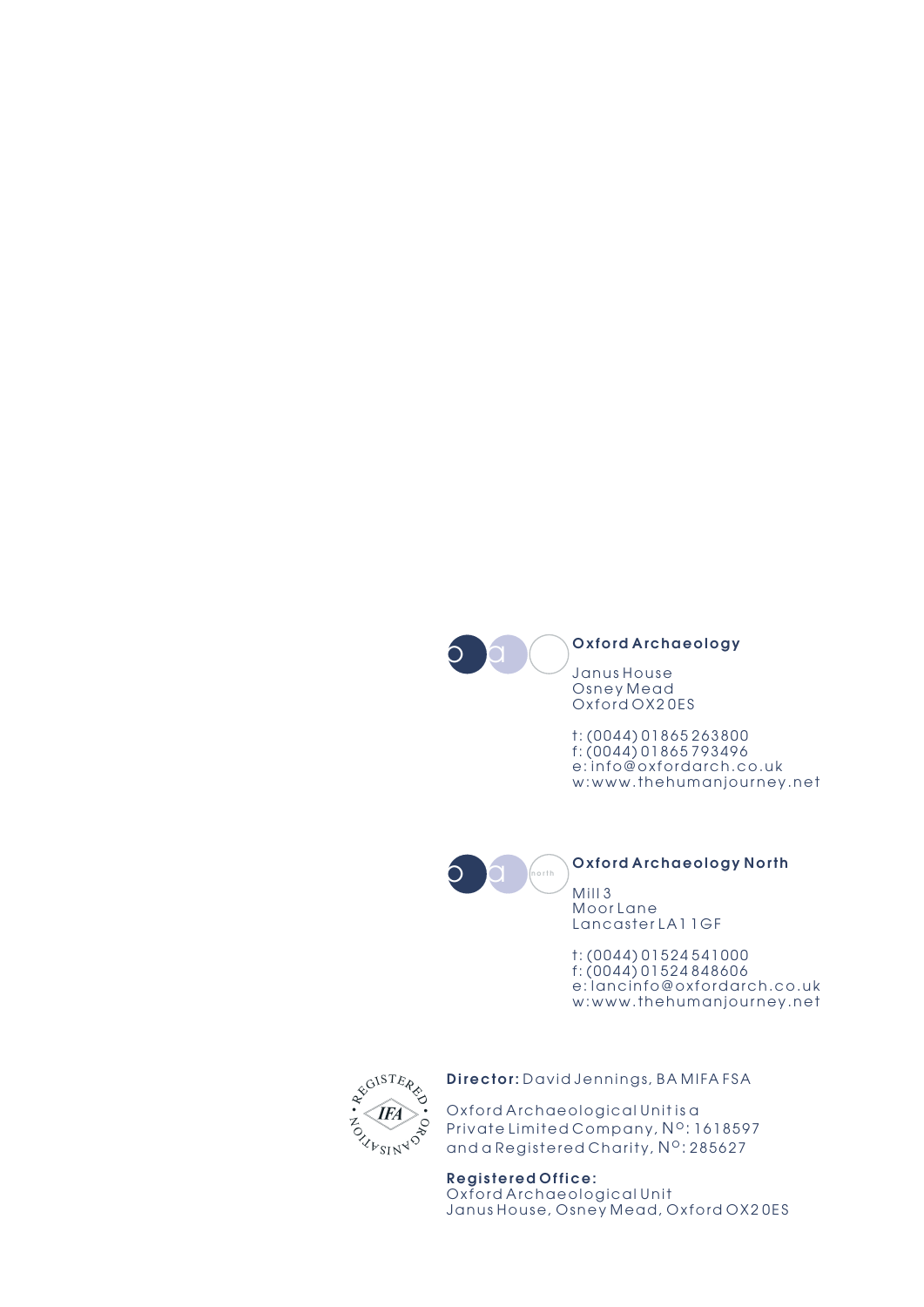**Oxford Archaeology**

Janus House
Osney Mead
Oxford OX2 0ES

t: (0044) 01865 263800
f: (0044) 01865 793496
e: info@oxfordarch.co.uk
w: www.thehumanjourney.net

**Oxford Archaeology North**

Mill 3
Moor Lane
Lancaster LA1 1GF

t: (0044) 01524 541000
f: (0044) 01524 848606
e: lancinfo@oxfordarch.co.uk
w: www.thehumanjourney.net

**Director:** David Jennings, BA MIFA FSA

Oxford Archaeological Unit is a
Private Limited Company, N$^{O}$: 1618597
and a Registered Charity, N$^{O}$: 285627

**Registered Office:**
Oxford Archaeological Unit
Janus House, Osney Mead, Oxford OX2 0ES